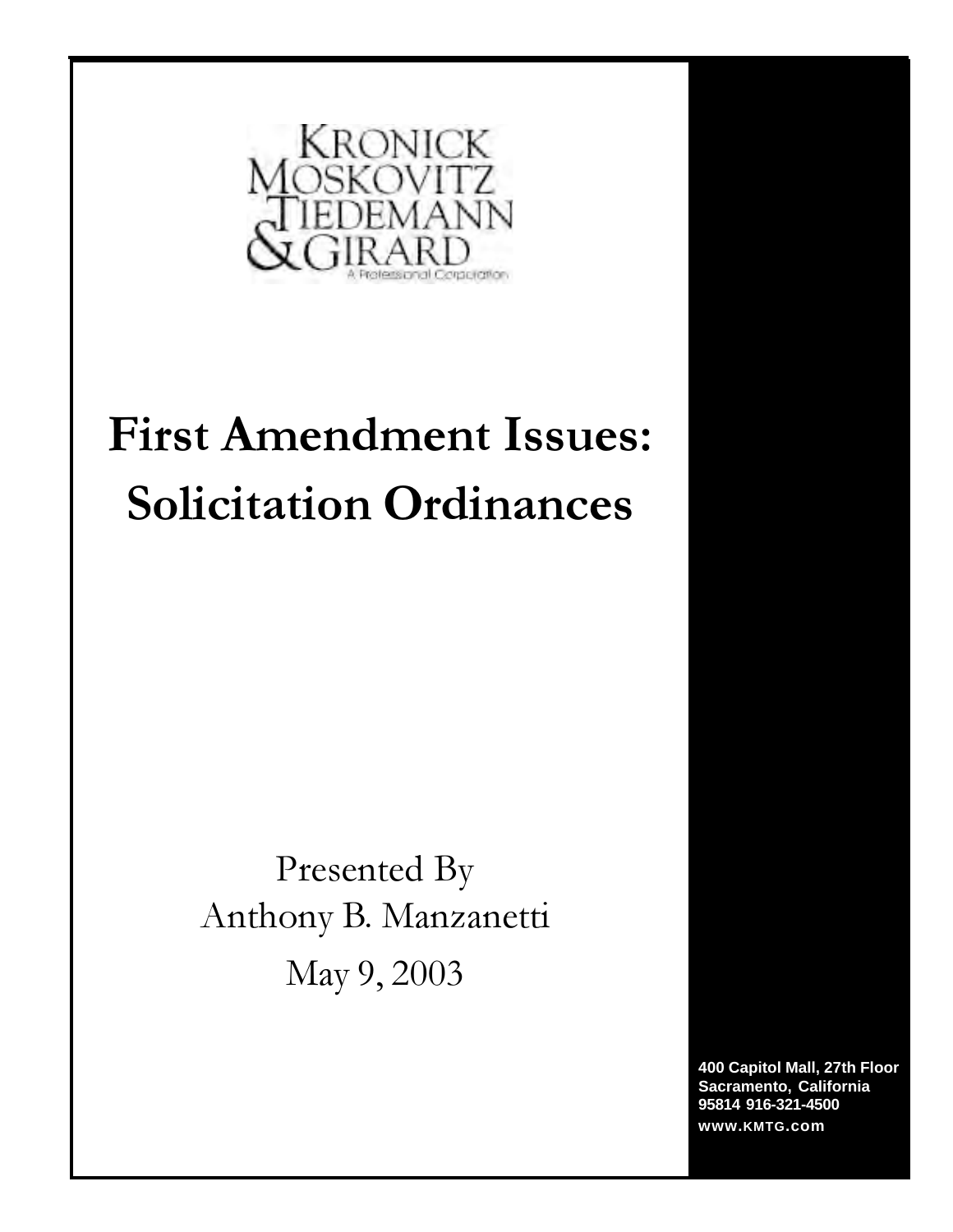KRONICK
MOSKOVITZ
TIEDEMANN
& GIRARD
A Professional Corporation

# First Amendment Issues: Solicitation Ordinances

Presented By
Anthony B. Manzanetti
May 9, 2003

400 Capitol Mall, 27th Floor
Sacramento, California
95814 916-321-4500
www.KMTG.com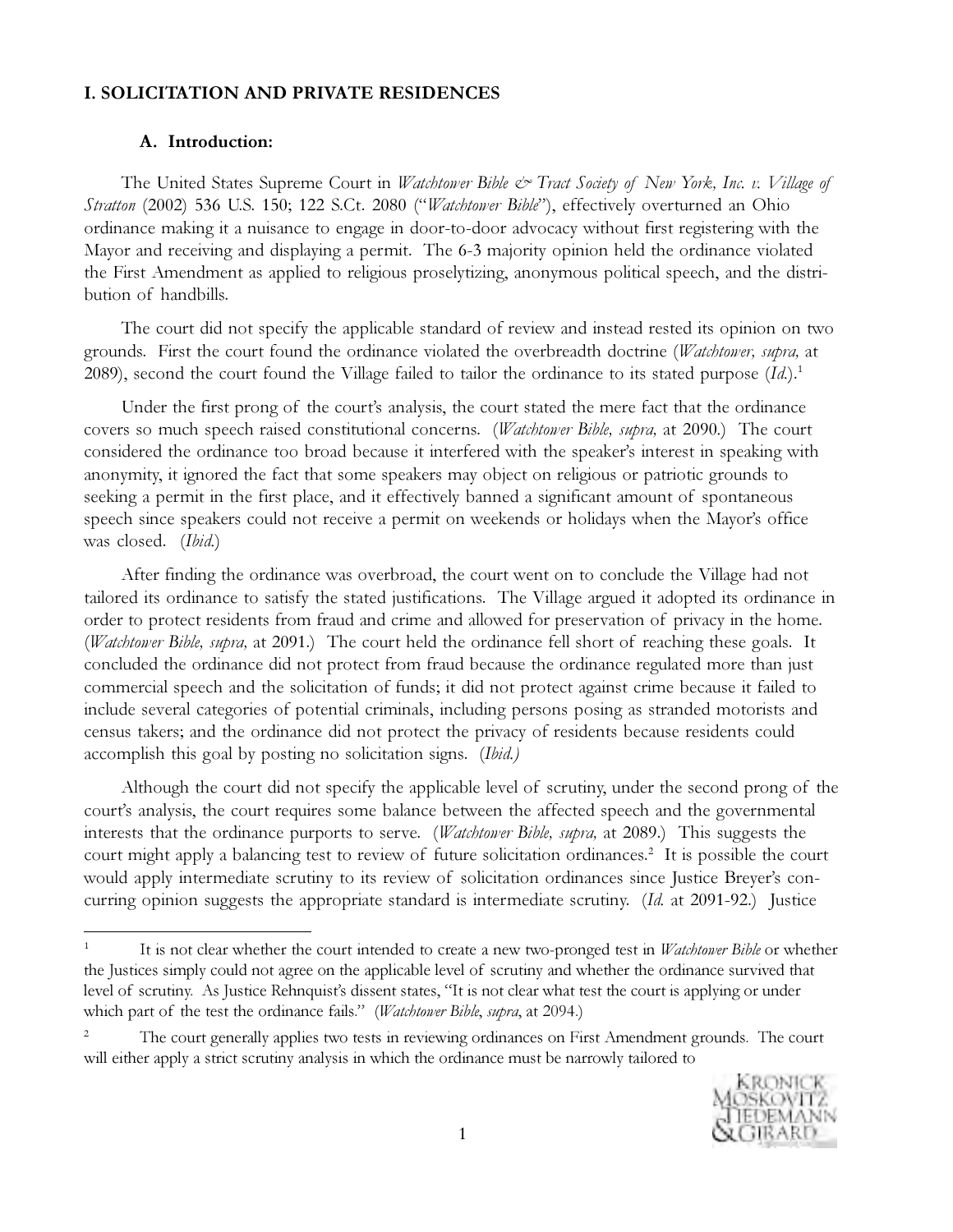## I. SOLICITATION AND PRIVATE RESIDENCES

### A. Introduction:

The United States Supreme Court in *Watchtower Bible & Tract Society of New York, Inc. v. Village of Stratton* (2002) 536 U.S. 150; 122 S.Ct. 2080 ("*Watchtower Bible*"), effectively overturned an Ohio ordinance making it a nuisance to engage in door-to-door advocacy without first registering with the Mayor and receiving and displaying a permit. The 6-3 majority opinion held the ordinance violated the First Amendment as applied to religious proselytizing, anonymous political speech, and the distribution of handbills.

The court did not specify the applicable standard of review and instead rested its opinion on two grounds. First the court found the ordinance violated the overbreadth doctrine (*Watchtower, supra,* at 2089), second the court found the Village failed to tailor the ordinance to its stated purpose (*Id.*).[1]

Under the first prong of the court's analysis, the court stated the mere fact that the ordinance covers so much speech raised constitutional concerns. (*Watchtower Bible, supra,* at 2090.) The court considered the ordinance too broad because it interfered with the speaker's interest in speaking with anonymity, it ignored the fact that some speakers may object on religious or patriotic grounds to seeking a permit in the first place, and it effectively banned a significant amount of spontaneous speech since speakers could not receive a permit on weekends or holidays when the Mayor's office was closed. (*Ibid.*)

After finding the ordinance was overbroad, the court went on to conclude the Village had not tailored its ordinance to satisfy the stated justifications. The Village argued it adopted its ordinance in order to protect residents from fraud and crime and allowed for preservation of privacy in the home. (*Watchtower Bible, supra,* at 2091.) The court held the ordinance fell short of reaching these goals. It concluded the ordinance did not protect from fraud because the ordinance regulated more than just commercial speech and the solicitation of funds; it did not protect against crime because it failed to include several categories of potential criminals, including persons posing as stranded motorists and census takers; and the ordinance did not protect the privacy of residents because residents could accomplish this goal by posting no solicitation signs. (*Ibid.)*

Although the court did not specify the applicable level of scrutiny, under the second prong of the court's analysis, the court requires some balance between the affected speech and the governmental interests that the ordinance purports to serve. (*Watchtower Bible, supra,* at 2089.) This suggests the court might apply a balancing test to review of future solicitation ordinances.[2] It is possible the court would apply intermediate scrutiny to its review of solicitation ordinances since Justice Breyer's concurring opinion suggests the appropriate standard is intermediate scrutiny. (*Id.* at 2091-92.) Justice

---

[1] It is not clear whether the court intended to create a new two-pronged test in *Watchtower Bible* or whether the Justices simply could not agree on the applicable level of scrutiny and whether the ordinance survived that level of scrutiny. As Justice Rehnquist's dissent states, "It is not clear what test the court is applying or under which part of the test the ordinance fails." (*Watchtower Bible*, *supra*, at 2094.)

[2] The court generally applies two tests in reviewing ordinances on First Amendment grounds. The court will either apply a strict scrutiny analysis in which the ordinance must be narrowly tailored to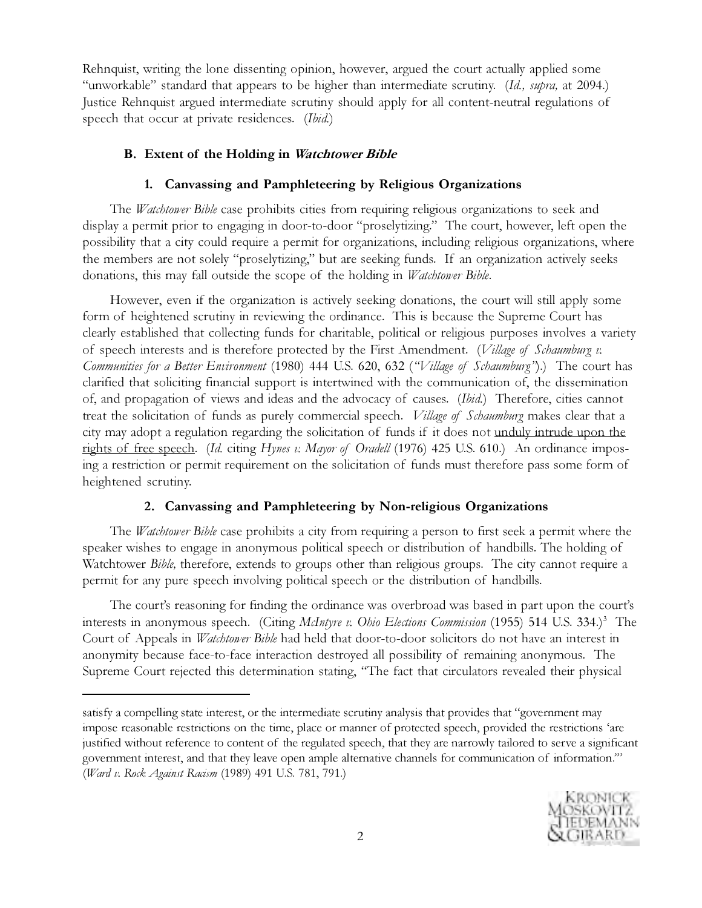Rehnquist, writing the lone dissenting opinion, however, argued the court actually applied some "unworkable" standard that appears to be higher than intermediate scrutiny. (*Id., supra,* at 2094.) Justice Rehnquist argued intermediate scrutiny should apply for all content-neutral regulations of speech that occur at private residences. (*Ibid.*)

### B. Extent of the Holding in *Watchtower Bible*

#### 1. Canvassing and Pamphleteering by Religious Organizations

The *Watchtower Bible* case prohibits cities from requiring religious organizations to seek and display a permit prior to engaging in door-to-door "proselytizing." The court, however, left open the possibility that a city could require a permit for organizations, including religious organizations, where the members are not solely "proselytizing," but are seeking funds. If an organization actively seeks donations, this may fall outside the scope of the holding in *Watchtower Bible*.

However, even if the organization is actively seeking donations, the court will still apply some form of heightened scrutiny in reviewing the ordinance. This is because the Supreme Court has clearly established that collecting funds for charitable, political or religious purposes involves a variety of speech interests and is therefore protected by the First Amendment. (*Village of Schaumburg v. Communities for a Better Environment* (1980) 444 U.S. 620, 632 ("*Village of Schaumburg*").) The court has clarified that soliciting financial support is intertwined with the communication of, the dissemination of, and propagation of views and ideas and the advocacy of causes. (*Ibid.*) Therefore, cities cannot treat the solicitation of funds as purely commercial speech. *Village of Schaumburg* makes clear that a city may adopt a regulation regarding the solicitation of funds if it does not <u>unduly intrude upon the rights of free speech</u>. (*Id.* citing *Hynes v. Mayor of Oradell* (1976) 425 U.S. 610.) An ordinance imposing a restriction or permit requirement on the solicitation of funds must therefore pass some form of heightened scrutiny.

#### 2. Canvassing and Pamphleteering by Non-religious Organizations

The *Watchtower Bible* case prohibits a city from requiring a person to first seek a permit where the speaker wishes to engage in anonymous political speech or distribution of handbills. The holding of Watchtower *Bible,* therefore, extends to groups other than religious groups. The city cannot require a permit for any pure speech involving political speech or the distribution of handbills.

The court's reasoning for finding the ordinance was overbroad was based in part upon the court's interests in anonymous speech. (Citing *McIntyre v. Ohio Elections Commission* (1955) 514 U.S. 334.)[3] The Court of Appeals in *Watchtower Bible* had held that door-to-door solicitors do not have an interest in anonymity because face-to-face interaction destroyed all possibility of remaining anonymous. The Supreme Court rejected this determination stating, "The fact that circulators revealed their physical

---

satisfy a compelling state interest, or the intermediate scrutiny analysis that provides that "government may impose reasonable restrictions on the time, place or manner of protected speech, provided the restrictions 'are justified without reference to content of the regulated speech, that they are narrowly tailored to serve a significant government interest, and that they leave open ample alternative channels for communication of information.'" (*Ward v. Rock Against Racism* (1989) 491 U.S. 781, 791.)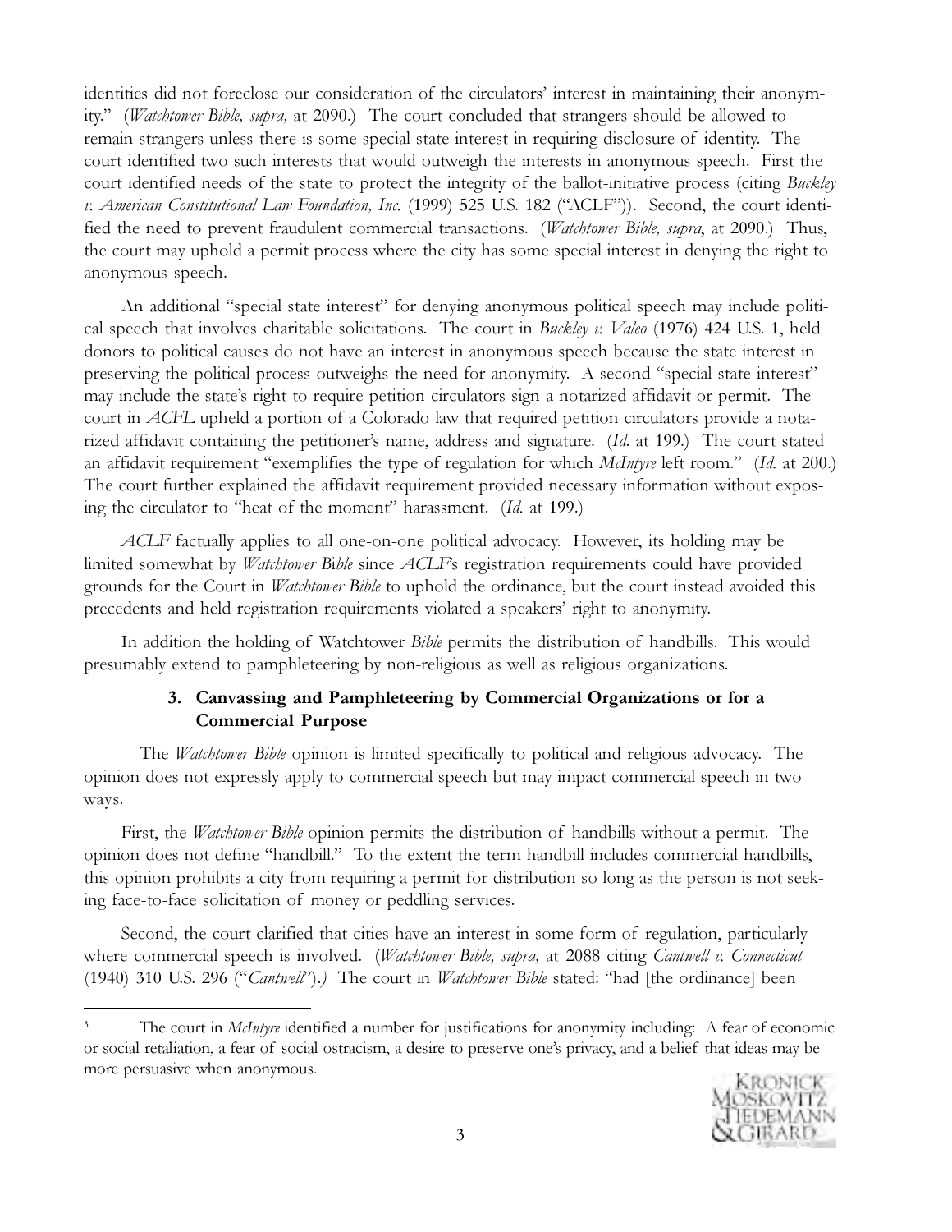identities did not foreclose our consideration of the circulators' interest in maintaining their anonymity." (*Watchtower Bible, supra,* at 2090.) The court concluded that strangers should be allowed to remain strangers unless there is some special state interest in requiring disclosure of identity. The court identified two such interests that would outweigh the interests in anonymous speech. First the court identified needs of the state to protect the integrity of the ballot-initiative process (citing *Buckley v. American Constitutional Law Foundation, Inc.* (1999) 525 U.S. 182 ("ACLF")). Second, the court identified the need to prevent fraudulent commercial transactions. (*Watchtower Bible, supra*, at 2090.) Thus, the court may uphold a permit process where the city has some special interest in denying the right to anonymous speech.

An additional "special state interest" for denying anonymous political speech may include political speech that involves charitable solicitations. The court in *Buckley v. Valeo* (1976) 424 U.S. 1, held donors to political causes do not have an interest in anonymous speech because the state interest in preserving the political process outweighs the need for anonymity. A second "special state interest" may include the state's right to require petition circulators sign a notarized affidavit or permit. The court in *ACFL* upheld a portion of a Colorado law that required petition circulators provide a notarized affidavit containing the petitioner's name, address and signature. (*Id.* at 199.) The court stated an affidavit requirement "exemplifies the type of regulation for which *McIntyre* left room." (*Id.* at 200.) The court further explained the affidavit requirement provided necessary information without exposing the circulator to "heat of the moment" harassment. (*Id.* at 199.)

*ACLF* factually applies to all one-on-one political advocacy. However, its holding may be limited somewhat by *Watchtower Bible* since *ACLF*'s registration requirements could have provided grounds for the Court in *Watchtower Bible* to uphold the ordinance, but the court instead avoided this precedents and held registration requirements violated a speakers' right to anonymity.

In addition the holding of Watchtower *Bible* permits the distribution of handbills. This would presumably extend to pamphleteering by non-religious as well as religious organizations.

### 3. Canvassing and Pamphleteering by Commercial Organizations or for a Commercial Purpose

The *Watchtower Bible* opinion is limited specifically to political and religious advocacy. The opinion does not expressly apply to commercial speech but may impact commercial speech in two ways.

First, the *Watchtower Bible* opinion permits the distribution of handbills without a permit. The opinion does not define "handbill." To the extent the term handbill includes commercial handbills, this opinion prohibits a city from requiring a permit for distribution so long as the person is not seeking face-to-face solicitation of money or peddling services.

Second, the court clarified that cities have an interest in some form of regulation, particularly where commercial speech is involved. (*Watchtower Bible, supra,* at 2088 citing *Cantwell v. Connecticut* (1940) 310 U.S. 296 ("*Cantwell*").) The court in *Watchtower Bible* stated: "had [the ordinance] been

---

[3] The court in *McIntyre* identified a number for justifications for anonymity including: A fear of economic or social retaliation, a fear of social ostracism, a desire to preserve one's privacy, and a belief that ideas may be more persuasive when anonymous.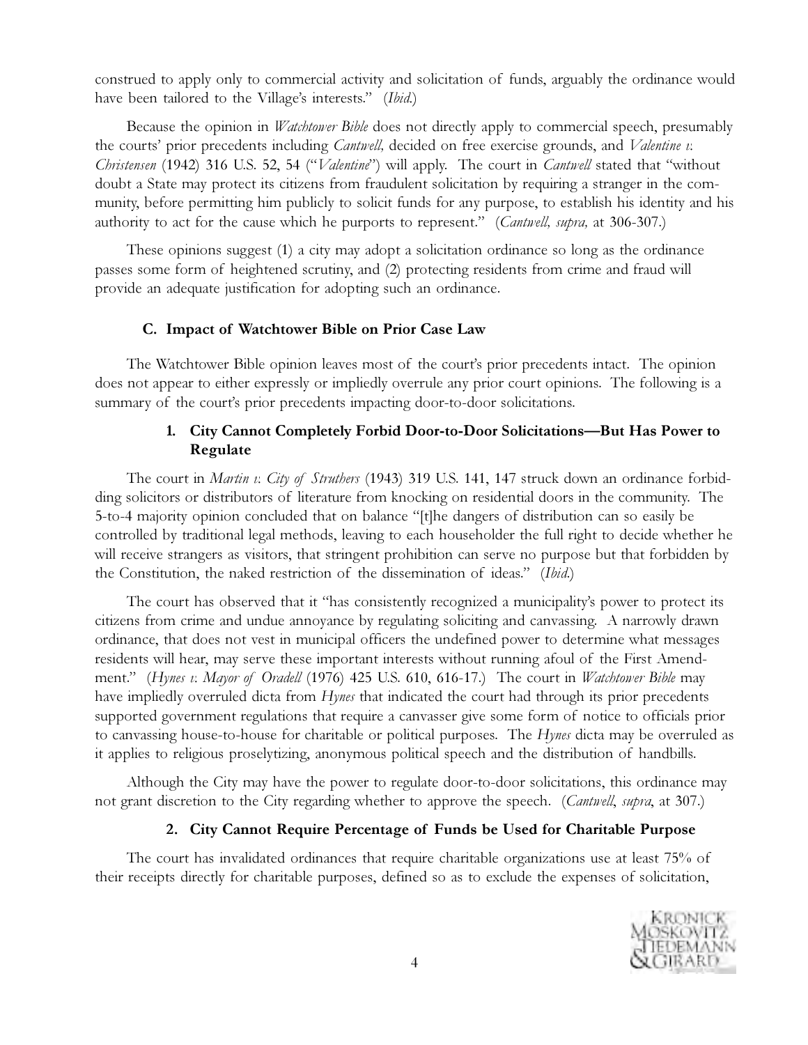construed to apply only to commercial activity and solicitation of funds, arguably the ordinance would have been tailored to the Village's interests." (*Ibid.*)

Because the opinion in *Watchtower Bible* does not directly apply to commercial speech, presumably the courts' prior precedents including *Cantwell,* decided on free exercise grounds, and *Valentine v. Christensen* (1942) 316 U.S. 52, 54 ("*Valentine*") will apply. The court in *Cantwell* stated that "without doubt a State may protect its citizens from fraudulent solicitation by requiring a stranger in the community, before permitting him publicly to solicit funds for any purpose, to establish his identity and his authority to act for the cause which he purports to represent." (*Cantwell, supra,* at 306-307.)

These opinions suggest (1) a city may adopt a solicitation ordinance so long as the ordinance passes some form of heightened scrutiny, and (2) protecting residents from crime and fraud will provide an adequate justification for adopting such an ordinance.

### C. Impact of Watchtower Bible on Prior Case Law

The Watchtower Bible opinion leaves most of the court's prior precedents intact. The opinion does not appear to either expressly or impliedly overrule any prior court opinions. The following is a summary of the court's prior precedents impacting door-to-door solicitations.

#### 1. City Cannot Completely Forbid Door-to-Door Solicitations—But Has Power to Regulate

The court in *Martin v. City of Struthers* (1943) 319 U.S. 141, 147 struck down an ordinance forbidding solicitors or distributors of literature from knocking on residential doors in the community. The 5-to-4 majority opinion concluded that on balance "[t]he dangers of distribution can so easily be controlled by traditional legal methods, leaving to each householder the full right to decide whether he will receive strangers as visitors, that stringent prohibition can serve no purpose but that forbidden by the Constitution, the naked restriction of the dissemination of ideas." (*Ibid.*)

The court has observed that it "has consistently recognized a municipality's power to protect its citizens from crime and undue annoyance by regulating soliciting and canvassing. A narrowly drawn ordinance, that does not vest in municipal officers the undefined power to determine what messages residents will hear, may serve these important interests without running afoul of the First Amendment." (*Hynes v. Mayor of Oradell* (1976) 425 U.S. 610, 616-17.) The court in *Watchtower Bible* may have impliedly overruled dicta from *Hynes* that indicated the court had through its prior precedents supported government regulations that require a canvasser give some form of notice to officials prior to canvassing house-to-house for charitable or political purposes. The *Hynes* dicta may be overruled as it applies to religious proselytizing, anonymous political speech and the distribution of handbills.

Although the City may have the power to regulate door-to-door solicitations, this ordinance may not grant discretion to the City regarding whether to approve the speech. (*Cantwell*, *supra*, at 307.)

#### 2. City Cannot Require Percentage of Funds be Used for Charitable Purpose

The court has invalidated ordinances that require charitable organizations use at least 75% of their receipts directly for charitable purposes, defined so as to exclude the expenses of solicitation,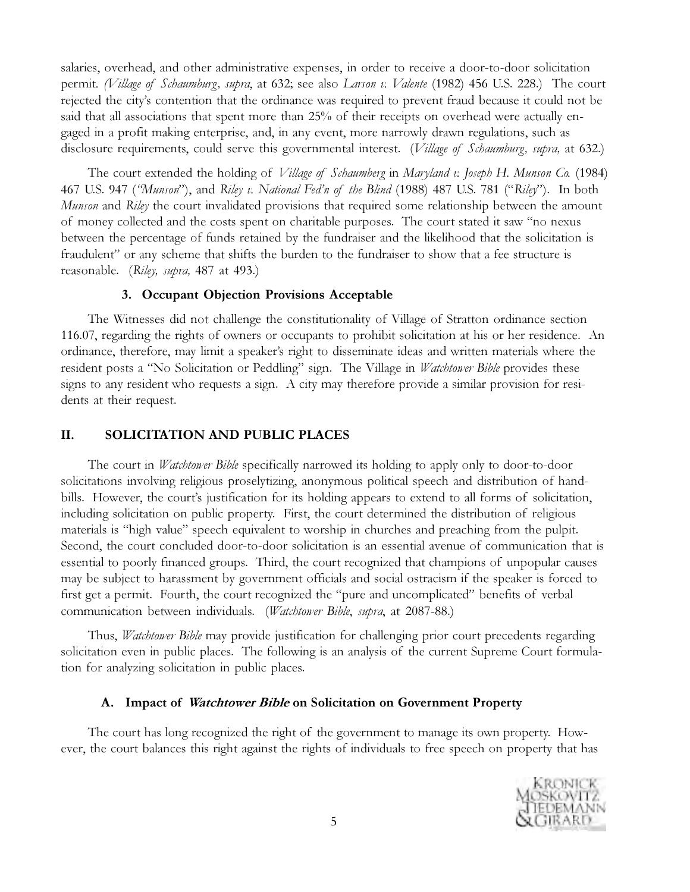salaries, overhead, and other administrative expenses, in order to receive a door-to-door solicitation permit. *(Village of Schaumburg, supra*, at 632; see also *Larson v. Valente* (1982) 456 U.S. 228.) The court rejected the city's contention that the ordinance was required to prevent fraud because it could not be said that all associations that spent more than 25% of their receipts on overhead were actually engaged in a profit making enterprise, and, in any event, more narrowly drawn regulations, such as disclosure requirements, could serve this governmental interest. (*Village of Schaumburg, supra,* at 632.)

The court extended the holding of *Village of Schaumberg* in *Maryland v. Joseph H. Munson Co.* (1984) 467 U.S. 947 (*"Munson"*), and *Riley v. National Fed'n of the Blind* (1988) 487 U.S. 781 ("*Riley*"). In both *Munson* and *Riley* the court invalidated provisions that required some relationship between the amount of money collected and the costs spent on charitable purposes. The court stated it saw "no nexus between the percentage of funds retained by the fundraiser and the likelihood that the solicitation is fraudulent" or any scheme that shifts the burden to the fundraiser to show that a fee structure is reasonable. (*Riley, supra,* 487 at 493.)

### 3. Occupant Objection Provisions Acceptable

The Witnesses did not challenge the constitutionality of Village of Stratton ordinance section 116.07, regarding the rights of owners or occupants to prohibit solicitation at his or her residence. An ordinance, therefore, may limit a speaker's right to disseminate ideas and written materials where the resident posts a "No Solicitation or Peddling" sign. The Village in *Watchtower Bible* provides these signs to any resident who requests a sign. A city may therefore provide a similar provision for residents at their request.

## II. SOLICITATION AND PUBLIC PLACES

The court in *Watchtower Bible* specifically narrowed its holding to apply only to door-to-door solicitations involving religious proselytizing, anonymous political speech and distribution of handbills. However, the court's justification for its holding appears to extend to all forms of solicitation, including solicitation on public property. First, the court determined the distribution of religious materials is "high value" speech equivalent to worship in churches and preaching from the pulpit. Second, the court concluded door-to-door solicitation is an essential avenue of communication that is essential to poorly financed groups. Third, the court recognized that champions of unpopular causes may be subject to harassment by government officials and social ostracism if the speaker is forced to first get a permit. Fourth, the court recognized the "pure and uncomplicated" benefits of verbal communication between individuals. (*Watchtower Bible*, *supra*, at 2087-88.)

Thus, *Watchtower Bible* may provide justification for challenging prior court precedents regarding solicitation even in public places. The following is an analysis of the current Supreme Court formulation for analyzing solicitation in public places.

### A. Impact of *Watchtower Bible* on Solicitation on Government Property

The court has long recognized the right of the government to manage its own property. However, the court balances this right against the rights of individuals to free speech on property that has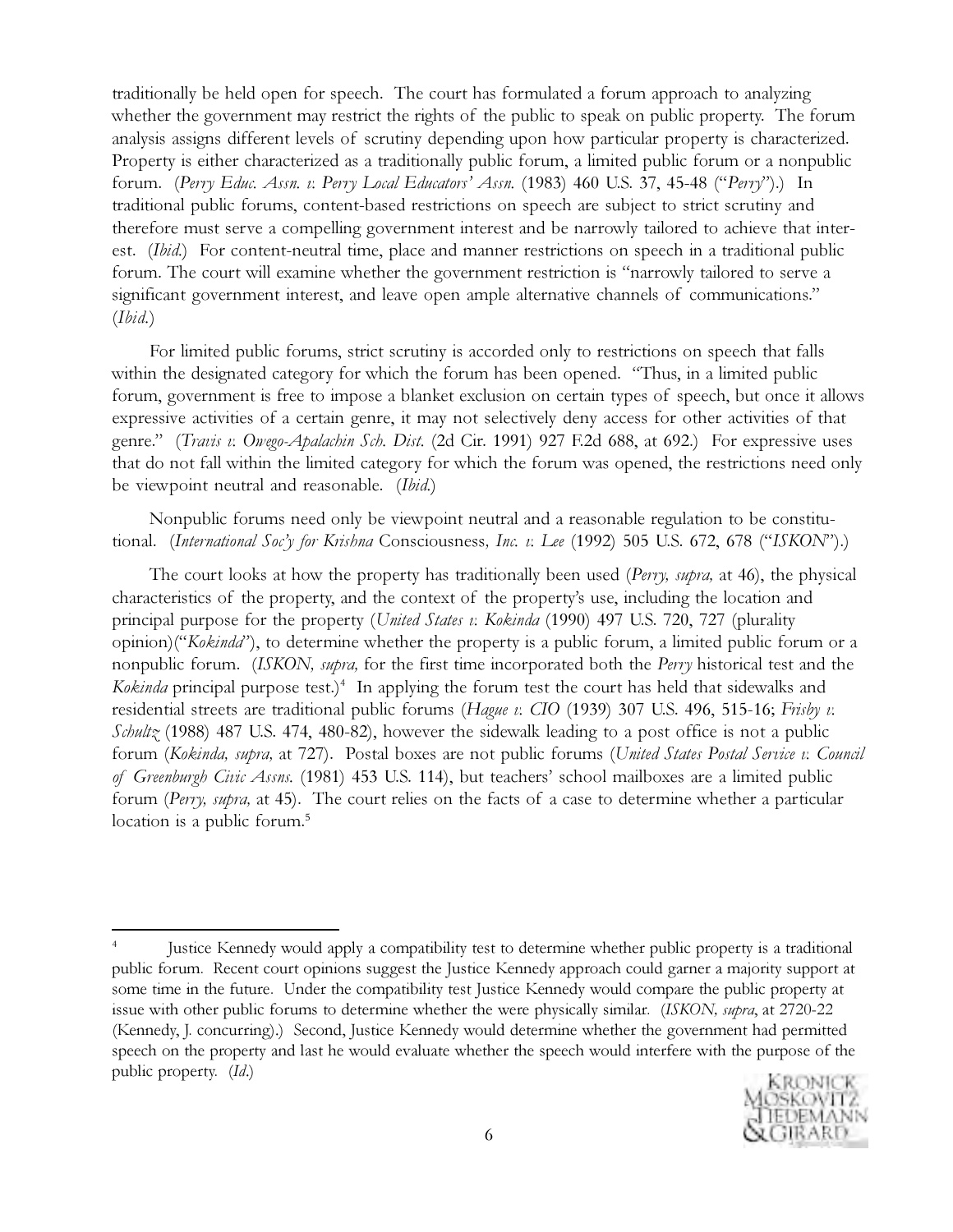traditionally be held open for speech. The court has formulated a forum approach to analyzing whether the government may restrict the rights of the public to speak on public property. The forum analysis assigns different levels of scrutiny depending upon how particular property is characterized. Property is either characterized as a traditionally public forum, a limited public forum or a nonpublic forum. (*Perry Educ. Assn. v. Perry Local Educators' Assn.* (1983) 460 U.S. 37, 45-48 ("*Perry*").) In traditional public forums, content-based restrictions on speech are subject to strict scrutiny and therefore must serve a compelling government interest and be narrowly tailored to achieve that interest. (*Ibid.*) For content-neutral time, place and manner restrictions on speech in a traditional public forum. The court will examine whether the government restriction is "narrowly tailored to serve a significant government interest, and leave open ample alternative channels of communications." (*Ibid.*)

For limited public forums, strict scrutiny is accorded only to restrictions on speech that falls within the designated category for which the forum has been opened. "Thus, in a limited public forum, government is free to impose a blanket exclusion on certain types of speech, but once it allows expressive activities of a certain genre, it may not selectively deny access for other activities of that genre." (*Travis v. Owego-Apalachin Sch. Dist.* (2d Cir. 1991) 927 F.2d 688, at 692.) For expressive uses that do not fall within the limited category for which the forum was opened, the restrictions need only be viewpoint neutral and reasonable. (*Ibid.*)

Nonpublic forums need only be viewpoint neutral and a reasonable regulation to be constitutional. (*International Soc'y for Krishna* Consciousness*, Inc. v. Lee* (1992) 505 U.S. 672, 678 ("*ISKON*").)

The court looks at how the property has traditionally been used (*Perry, supra,* at 46), the physical characteristics of the property, and the context of the property's use, including the location and principal purpose for the property (*United States v. Kokinda* (1990) 497 U.S. 720, 727 (plurality opinion)("*Kokinda*"), to determine whether the property is a public forum, a limited public forum or a nonpublic forum. (*ISKON, supra,* for the first time incorporated both the *Perry* historical test and the *Kokinda* principal purpose test.)[4] In applying the forum test the court has held that sidewalks and residential streets are traditional public forums (*Hague v. CIO* (1939) 307 U.S. 496, 515-16; *Frisby v. Schultz* (1988) 487 U.S. 474, 480-82), however the sidewalk leading to a post office is not a public forum (*Kokinda, supra,* at 727). Postal boxes are not public forums (*United States Postal Service v. Council of Greenburgh Civic Assns.* (1981) 453 U.S. 114), but teachers' school mailboxes are a limited public forum (*Perry, supra,* at 45). The court relies on the facts of a case to determine whether a particular location is a public forum.[5]

---

[4] Justice Kennedy would apply a compatibility test to determine whether public property is a traditional public forum. Recent court opinions suggest the Justice Kennedy approach could garner a majority support at some time in the future. Under the compatibility test Justice Kennedy would compare the public property at issue with other public forums to determine whether the were physically similar. (*ISKON, supra*, at 2720-22 (Kennedy, J. concurring).) Second, Justice Kennedy would determine whether the government had permitted speech on the property and last he would evaluate whether the speech would interfere with the purpose of the public property. (*Id.*)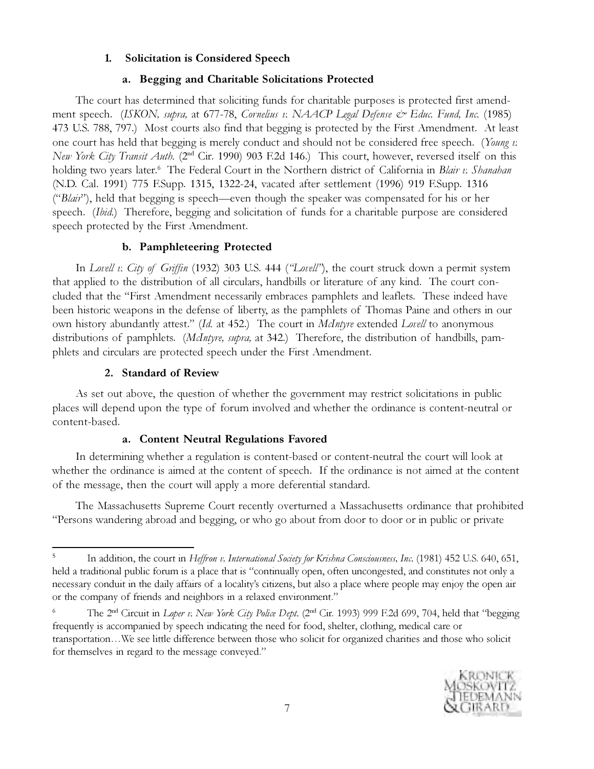### 1. Solicitation is Considered Speech

#### a. Begging and Charitable Solicitations Protected

The court has determined that soliciting funds for charitable purposes is protected first amendment speech. (*ISKON, supra,* at 677-78, *Cornelius v. NAACP Legal Defense & Educ. Fund, Inc.* (1985) 473 U.S. 788, 797.) Most courts also find that begging is protected by the First Amendment. At least one court has held that begging is merely conduct and should not be considered free speech. (*Young v. New York City Transit Auth.* (2nd Cir. 1990) 903 F.2d 146.) This court, however, reversed itself on this holding two years later.[6] The Federal Court in the Northern district of California in *Blair v. Shanahan* (N.D. Cal. 1991) 775 F.Supp. 1315, 1322-24, vacated after settlement (1996) 919 F.Supp. 1316 ("*Blair*"), held that begging is speech—even though the speaker was compensated for his or her speech. (*Ibid.*) Therefore, begging and solicitation of funds for a charitable purpose are considered speech protected by the First Amendment.

#### b. Pamphleteering Protected

In *Lovell v. City of Griffin* (1932) 303 U.S. 444 (*"Lovell"*), the court struck down a permit system that applied to the distribution of all circulars, handbills or literature of any kind. The court concluded that the "First Amendment necessarily embraces pamphlets and leaflets. These indeed have been historic weapons in the defense of liberty, as the pamphlets of Thomas Paine and others in our own history abundantly attest." (*Id.* at 452.) The court in *McIntyre* extended *Lovell* to anonymous distributions of pamphlets. (*McIntyre, supra,* at 342.) Therefore, the distribution of handbills, pamphlets and circulars are protected speech under the First Amendment.

### 2. Standard of Review

As set out above, the question of whether the government may restrict solicitations in public places will depend upon the type of forum involved and whether the ordinance is content-neutral or content-based.

#### a. Content Neutral Regulations Favored

In determining whether a regulation is content-based or content-neutral the court will look at whether the ordinance is aimed at the content of speech. If the ordinance is not aimed at the content of the message, then the court will apply a more deferential standard.

The Massachusetts Supreme Court recently overturned a Massachusetts ordinance that prohibited "Persons wandering abroad and begging, or who go about from door to door or in public or private

---

[5] In addition, the court in *Heffron v. International Society for Krishna Consciousness, Inc.* (1981) 452 U.S. 640, 651, held a traditional public forum is a place that is "continually open, often uncongested, and constitutes not only a necessary conduit in the daily affairs of a locality's citizens, but also a place where people may enjoy the open air or the company of friends and neighbors in a relaxed environment."

[6] The 2nd Circuit in *Loper v. New York City Police Dept.* (2nd Cir. 1993) 999 F.2d 699, 704, held that "begging frequently is accompanied by speech indicating the need for food, shelter, clothing, medical care or transportation…We see little difference between those who solicit for organized charities and those who solicit for themselves in regard to the message conveyed."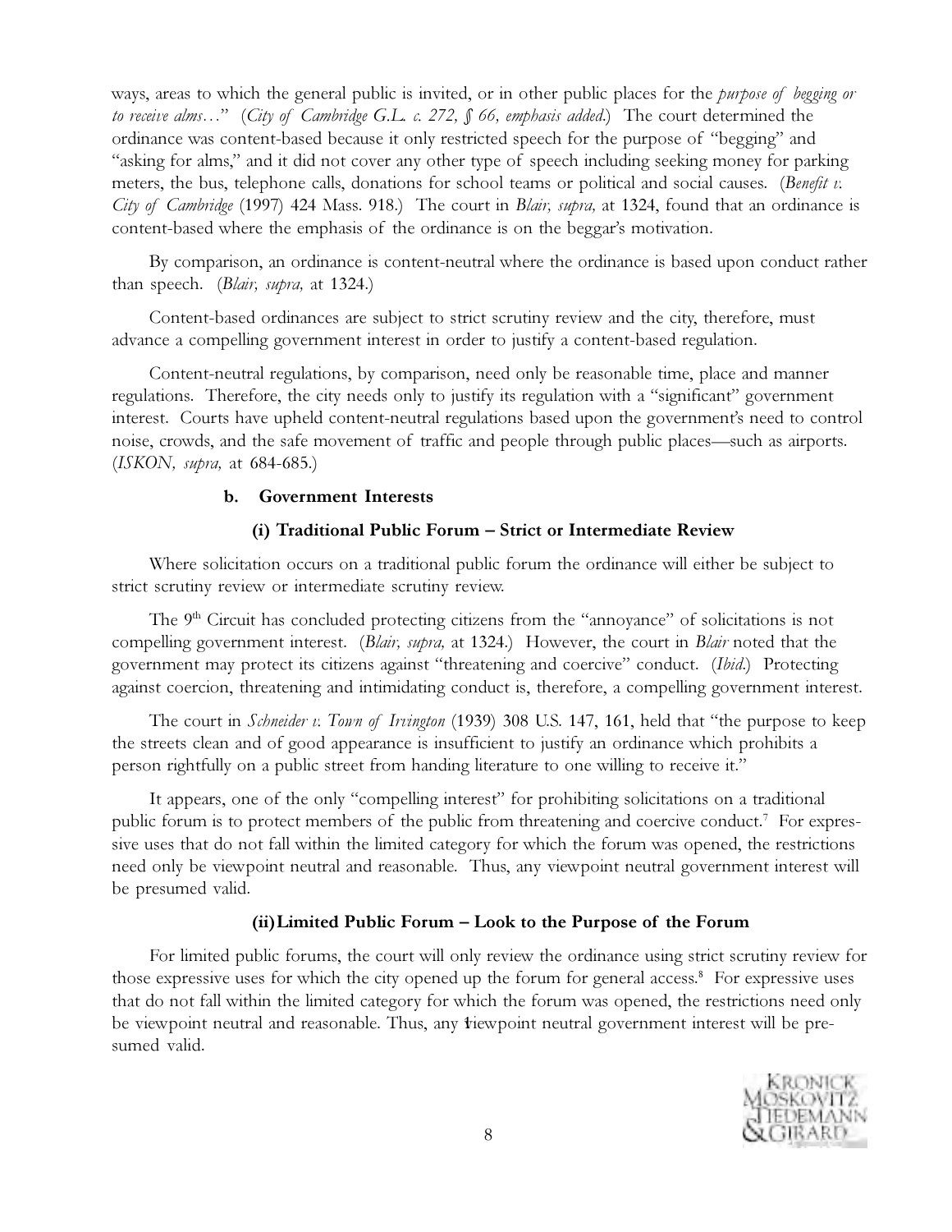ways, areas to which the general public is invited, or in other public places for the *purpose of begging or to receive alms…*" (*City of Cambridge G.L. c. 272, § 66, emphasis added.*) The court determined the ordinance was content-based because it only restricted speech for the purpose of "begging" and "asking for alms," and it did not cover any other type of speech including seeking money for parking meters, the bus, telephone calls, donations for school teams or political and social causes. (*Benefit v. City of Cambridge* (1997) 424 Mass. 918.) The court in *Blair, supra,* at 1324, found that an ordinance is content-based where the emphasis of the ordinance is on the beggar's motivation.

By comparison, an ordinance is content-neutral where the ordinance is based upon conduct rather than speech. (*Blair, supra,* at 1324.)

Content-based ordinances are subject to strict scrutiny review and the city, therefore, must advance a compelling government interest in order to justify a content-based regulation.

Content-neutral regulations, by comparison, need only be reasonable time, place and manner regulations. Therefore, the city needs only to justify its regulation with a "significant" government interest. Courts have upheld content-neutral regulations based upon the government's need to control noise, crowds, and the safe movement of traffic and people through public places—such as airports. (*ISKON, supra,* at 684-685.)

**b. Government Interests**

**(i) Traditional Public Forum – Strict or Intermediate Review**

Where solicitation occurs on a traditional public forum the ordinance will either be subject to strict scrutiny review or intermediate scrutiny review.

The 9th Circuit has concluded protecting citizens from the "annoyance" of solicitations is not compelling government interest. (*Blair, supra,* at 1324.) However, the court in *Blair* noted that the government may protect its citizens against "threatening and coercive" conduct. (*Ibid.*) Protecting against coercion, threatening and intimidating conduct is, therefore, a compelling government interest.

The court in *Schneider v. Town of Irvington* (1939) 308 U.S. 147, 161, held that "the purpose to keep the streets clean and of good appearance is insufficient to justify an ordinance which prohibits a person rightfully on a public street from handing literature to one willing to receive it."

It appears, one of the only "compelling interest" for prohibiting solicitations on a traditional public forum is to protect members of the public from threatening and coercive conduct.[7] For expressive uses that do not fall within the limited category for which the forum was opened, the restrictions need only be viewpoint neutral and reasonable. Thus, any viewpoint neutral government interest will be presumed valid.

**(ii) Limited Public Forum – Look to the Purpose of the Forum**

For limited public forums, the court will only review the ordinance using strict scrutiny review for those expressive uses for which the city opened up the forum for general access.[8] For expressive uses that do not fall within the limited category for which the forum was opened, the restrictions need only be viewpoint neutral and reasonable. Thus, any viewpoint neutral government interest will be presumed valid.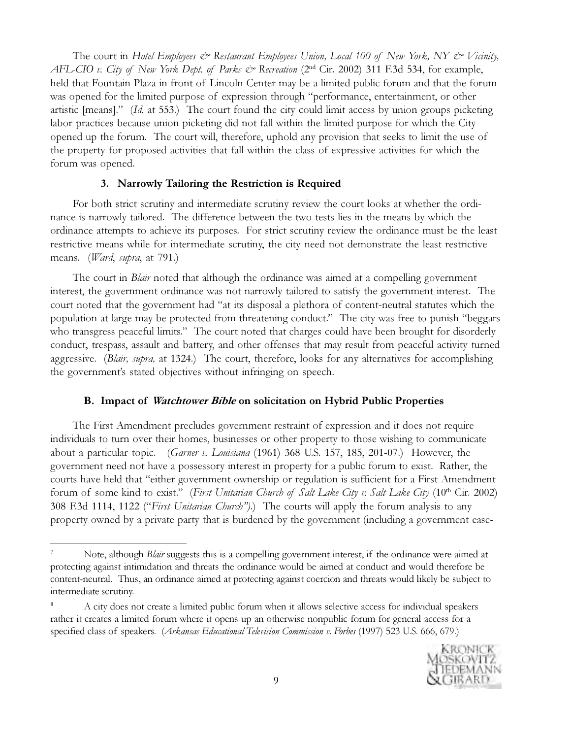The court in *Hotel Employees & Restaurant Employees Union, Local 100 of New York, NY & Vicinity, AFL-CIO v. City of New York Dept. of Parks & Recreation* (2nd Cir. 2002) 311 F.3d 534, for example, held that Fountain Plaza in front of Lincoln Center may be a limited public forum and that the forum was opened for the limited purpose of expression through "performance, entertainment, or other artistic [means]." (*Id.* at 553.) The court found the city could limit access by union groups picketing labor practices because union picketing did not fall within the limited purpose for which the City opened up the forum. The court will, therefore, uphold any provision that seeks to limit the use of the property for proposed activities that fall within the class of expressive activities for which the forum was opened.

#### 3. Narrowly Tailoring the Restriction is Required

For both strict scrutiny and intermediate scrutiny review the court looks at whether the ordinance is narrowly tailored. The difference between the two tests lies in the means by which the ordinance attempts to achieve its purposes. For strict scrutiny review the ordinance must be the least restrictive means while for intermediate scrutiny, the city need not demonstrate the least restrictive means. (*Ward*, *supra*, at 791.)

The court in *Blair* noted that although the ordinance was aimed at a compelling government interest, the government ordinance was not narrowly tailored to satisfy the government interest. The court noted that the government had "at its disposal a plethora of content-neutral statutes which the population at large may be protected from threatening conduct." The city was free to punish "beggars who transgress peaceful limits." The court noted that charges could have been brought for disorderly conduct, trespass, assault and battery, and other offenses that may result from peaceful activity turned aggressive. (*Blair, supra,* at 1324.) The court, therefore, looks for any alternatives for accomplishing the government's stated objectives without infringing on speech.

### B. Impact of *Watchtower Bible* on solicitation on Hybrid Public Properties

The First Amendment precludes government restraint of expression and it does not require individuals to turn over their homes, businesses or other property to those wishing to communicate about a particular topic. (*Garner v. Louisiana* (1961) 368 U.S. 157, 185, 201-07.) However, the government need not have a possessory interest in property for a public forum to exist. Rather, the courts have held that "either government ownership or regulation is sufficient for a First Amendment forum of some kind to exist." (*First Unitarian Church of Salt Lake City v. Salt Lake City* (10th Cir. 2002) 308 F.3d 1114, 1122 ("*First Unitarian Church*").) The courts will apply the forum analysis to any property owned by a private party that is burdened by the government (including a government ease-

---

[7] Note, although *Blair* suggests this is a compelling government interest, if the ordinance were aimed at protecting against intimidation and threats the ordinance would be aimed at conduct and would therefore be content-neutral. Thus, an ordinance aimed at protecting against coercion and threats would likely be subject to intermediate scrutiny.

[8] A city does not create a limited public forum when it allows selective access for individual speakers rather it creates a limited forum where it opens up an otherwise nonpublic forum for general access for a specified class of speakers. (*Arkansas Educational Television Commission v. Forbes* (1997) 523 U.S. 666, 679.)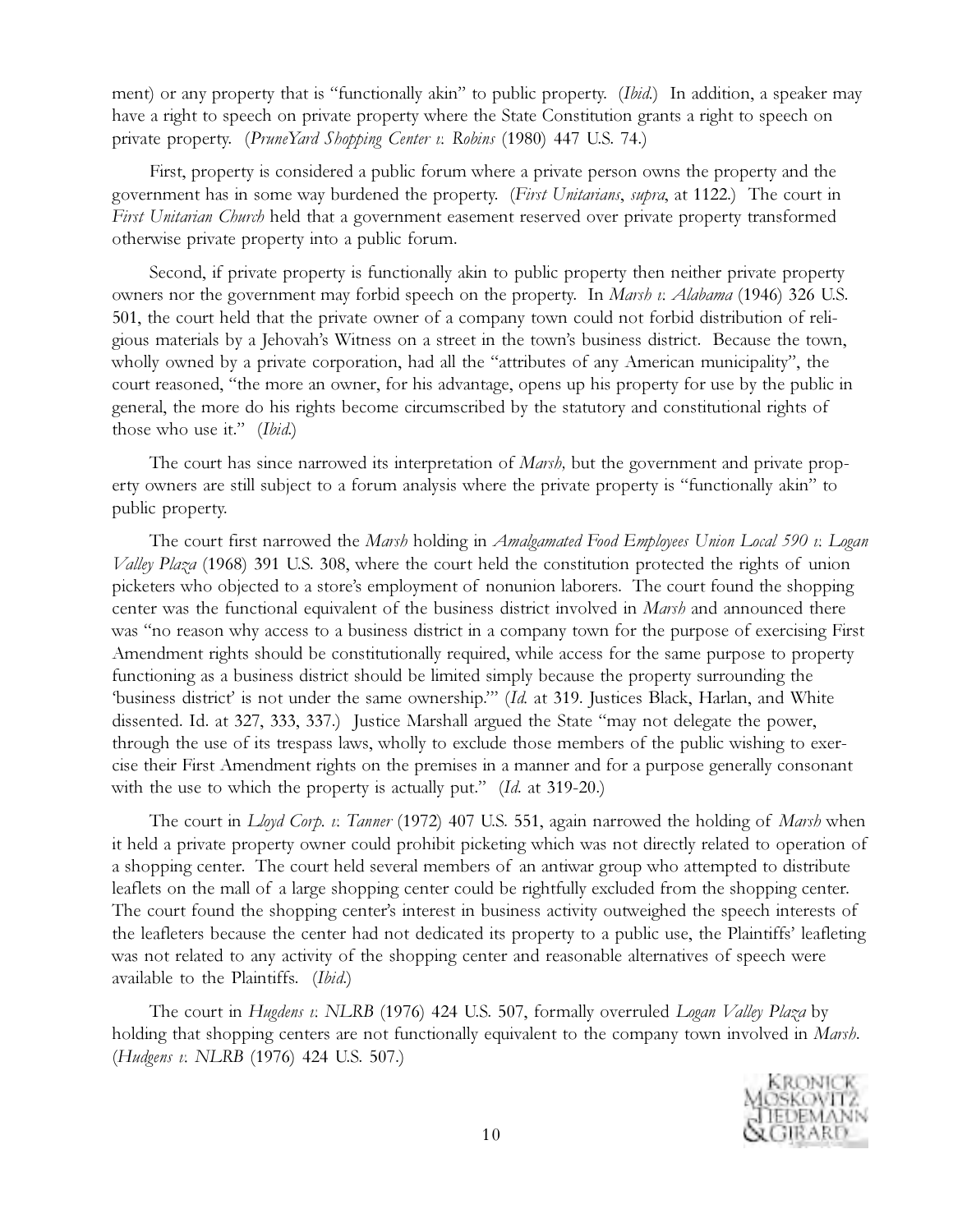ment) or any property that is "functionally akin" to public property. (*Ibid.*) In addition, a speaker may have a right to speech on private property where the State Constitution grants a right to speech on private property. (*PruneYard Shopping Center v. Robins* (1980) 447 U.S. 74.)

First, property is considered a public forum where a private person owns the property and the government has in some way burdened the property. (*First Unitarians*, *supra*, at 1122.) The court in *First Unitarian Church* held that a government easement reserved over private property transformed otherwise private property into a public forum.

Second, if private property is functionally akin to public property then neither private property owners nor the government may forbid speech on the property. In *Marsh v. Alabama* (1946) 326 U.S. 501, the court held that the private owner of a company town could not forbid distribution of religious materials by a Jehovah's Witness on a street in the town's business district. Because the town, wholly owned by a private corporation, had all the "attributes of any American municipality", the court reasoned, "the more an owner, for his advantage, opens up his property for use by the public in general, the more do his rights become circumscribed by the statutory and constitutional rights of those who use it." (*Ibid.*)

The court has since narrowed its interpretation of *Marsh,* but the government and private property owners are still subject to a forum analysis where the private property is "functionally akin" to public property.

The court first narrowed the *Marsh* holding in *Amalgamated Food Employees Union Local 590 v. Logan Valley Plaza* (1968) 391 U.S. 308, where the court held the constitution protected the rights of union picketers who objected to a store's employment of nonunion laborers. The court found the shopping center was the functional equivalent of the business district involved in *Marsh* and announced there was "no reason why access to a business district in a company town for the purpose of exercising First Amendment rights should be constitutionally required, while access for the same purpose to property functioning as a business district should be limited simply because the property surrounding the 'business district' is not under the same ownership.'" (*Id.* at 319. Justices Black, Harlan, and White dissented. Id. at 327, 333, 337.) Justice Marshall argued the State "may not delegate the power, through the use of its trespass laws, wholly to exclude those members of the public wishing to exercise their First Amendment rights on the premises in a manner and for a purpose generally consonant with the use to which the property is actually put." (*Id.* at 319-20.)

The court in *Lloyd Corp. v. Tanner* (1972) 407 U.S. 551, again narrowed the holding of *Marsh* when it held a private property owner could prohibit picketing which was not directly related to operation of a shopping center. The court held several members of an antiwar group who attempted to distribute leaflets on the mall of a large shopping center could be rightfully excluded from the shopping center. The court found the shopping center's interest in business activity outweighed the speech interests of the leafleters because the center had not dedicated its property to a public use, the Plaintiffs' leafleting was not related to any activity of the shopping center and reasonable alternatives of speech were available to the Plaintiffs. (*Ibid.*)

The court in *Hugdens v. NLRB* (1976) 424 U.S. 507, formally overruled *Logan Valley Plaza* by holding that shopping centers are not functionally equivalent to the company town involved in *Marsh*. (*Hudgens v. NLRB* (1976) 424 U.S. 507.)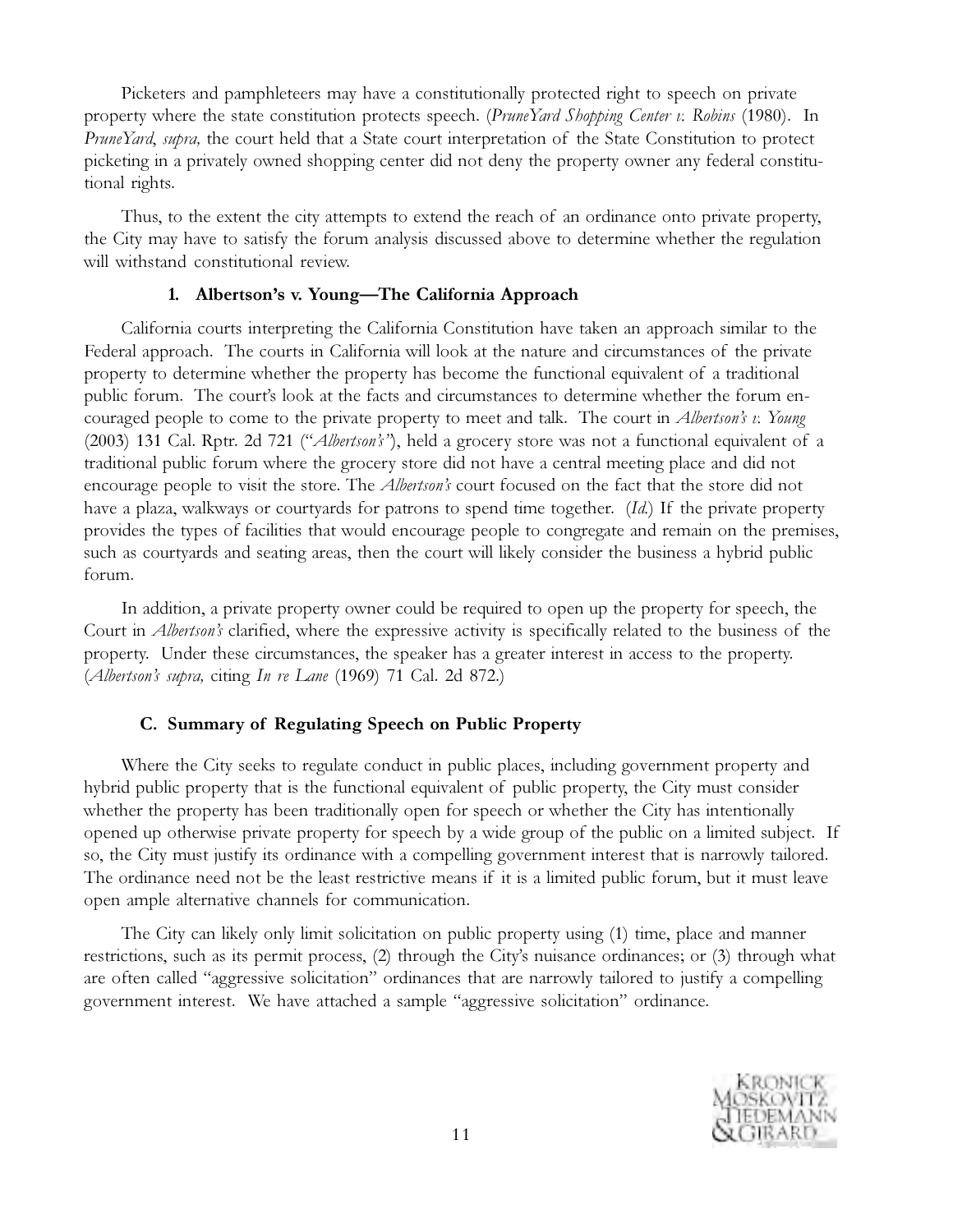Picketers and pamphleteers may have a constitutionally protected right to speech on private property where the state constitution protects speech. (*PruneYard Shopping Center v. Robins* (1980). In *PruneYard, supra,* the court held that a State court interpretation of the State Constitution to protect picketing in a privately owned shopping center did not deny the property owner any federal constitutional rights.

Thus, to the extent the city attempts to extend the reach of an ordinance onto private property, the City may have to satisfy the forum analysis discussed above to determine whether the regulation will withstand constitutional review.

#### 1. Albertson's v. Young—The California Approach

California courts interpreting the California Constitution have taken an approach similar to the Federal approach. The courts in California will look at the nature and circumstances of the private property to determine whether the property has become the functional equivalent of a traditional public forum. The court's look at the facts and circumstances to determine whether the forum encouraged people to come to the private property to meet and talk. The court in *Albertson's v. Young* (2003) 131 Cal. Rptr. 2d 721 ("*Albertson's*"), held a grocery store was not a functional equivalent of a traditional public forum where the grocery store did not have a central meeting place and did not encourage people to visit the store. The *Albertson's* court focused on the fact that the store did not have a plaza, walkways or courtyards for patrons to spend time together. (*Id.*) If the private property provides the types of facilities that would encourage people to congregate and remain on the premises, such as courtyards and seating areas, then the court will likely consider the business a hybrid public forum.

In addition, a private property owner could be required to open up the property for speech, the Court in *Albertson's* clarified, where the expressive activity is specifically related to the business of the property. Under these circumstances, the speaker has a greater interest in access to the property. (*Albertson's supra,* citing *In re Lane* (1969) 71 Cal. 2d 872.)

### C. Summary of Regulating Speech on Public Property

Where the City seeks to regulate conduct in public places, including government property and hybrid public property that is the functional equivalent of public property, the City must consider whether the property has been traditionally open for speech or whether the City has intentionally opened up otherwise private property for speech by a wide group of the public on a limited subject. If so, the City must justify its ordinance with a compelling government interest that is narrowly tailored. The ordinance need not be the least restrictive means if it is a limited public forum, but it must leave open ample alternative channels for communication.

The City can likely only limit solicitation on public property using (1) time, place and manner restrictions, such as its permit process, (2) through the City's nuisance ordinances; or (3) through what are often called "aggressive solicitation" ordinances that are narrowly tailored to justify a compelling government interest. We have attached a sample "aggressive solicitation" ordinance.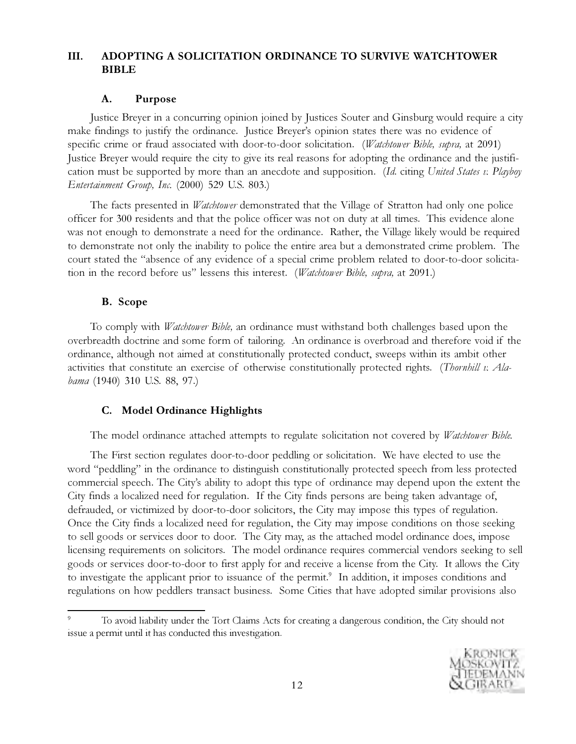## III. ADOPTING A SOLICITATION ORDINANCE TO SURVIVE WATCHTOWER BIBLE

### A. Purpose

Justice Breyer in a concurring opinion joined by Justices Souter and Ginsburg would require a city make findings to justify the ordinance. Justice Breyer's opinion states there was no evidence of specific crime or fraud associated with door-to-door solicitation. (*Watchtower Bible, supra,* at 2091) Justice Breyer would require the city to give its real reasons for adopting the ordinance and the justification must be supported by more than an anecdote and supposition. (*Id.* citing *United States v. Playboy Entertainment Group, Inc.* (2000) 529 U.S. 803.)

The facts presented in *Watchtower* demonstrated that the Village of Stratton had only one police officer for 300 residents and that the police officer was not on duty at all times. This evidence alone was not enough to demonstrate a need for the ordinance. Rather, the Village likely would be required to demonstrate not only the inability to police the entire area but a demonstrated crime problem. The court stated the "absence of any evidence of a special crime problem related to door-to-door solicitation in the record before us" lessens this interest. (*Watchtower Bible, supra,* at 2091.)

### B. Scope

To comply with *Watchtower Bible,* an ordinance must withstand both challenges based upon the overbreadth doctrine and some form of tailoring. An ordinance is overbroad and therefore void if the ordinance, although not aimed at constitutionally protected conduct, sweeps within its ambit other activities that constitute an exercise of otherwise constitutionally protected rights. (*Thornhill v. Alabama* (1940) 310 U.S. 88, 97.)

### C. Model Ordinance Highlights

The model ordinance attached attempts to regulate solicitation not covered by *Watchtower Bible.*

The First section regulates door-to-door peddling or solicitation. We have elected to use the word "peddling" in the ordinance to distinguish constitutionally protected speech from less protected commercial speech. The City's ability to adopt this type of ordinance may depend upon the extent the City finds a localized need for regulation. If the City finds persons are being taken advantage of, defrauded, or victimized by door-to-door solicitors, the City may impose this types of regulation. Once the City finds a localized need for regulation, the City may impose conditions on those seeking to sell goods or services door to door. The City may, as the attached model ordinance does, impose licensing requirements on solicitors. The model ordinance requires commercial vendors seeking to sell goods or services door-to-door to first apply for and receive a license from the City. It allows the City to investigate the applicant prior to issuance of the permit.[9] In addition, it imposes conditions and regulations on how peddlers transact business. Some Cities that have adopted similar provisions also

---

[9] To avoid liability under the Tort Claims Acts for creating a dangerous condition, the City should not issue a permit until it has conducted this investigation.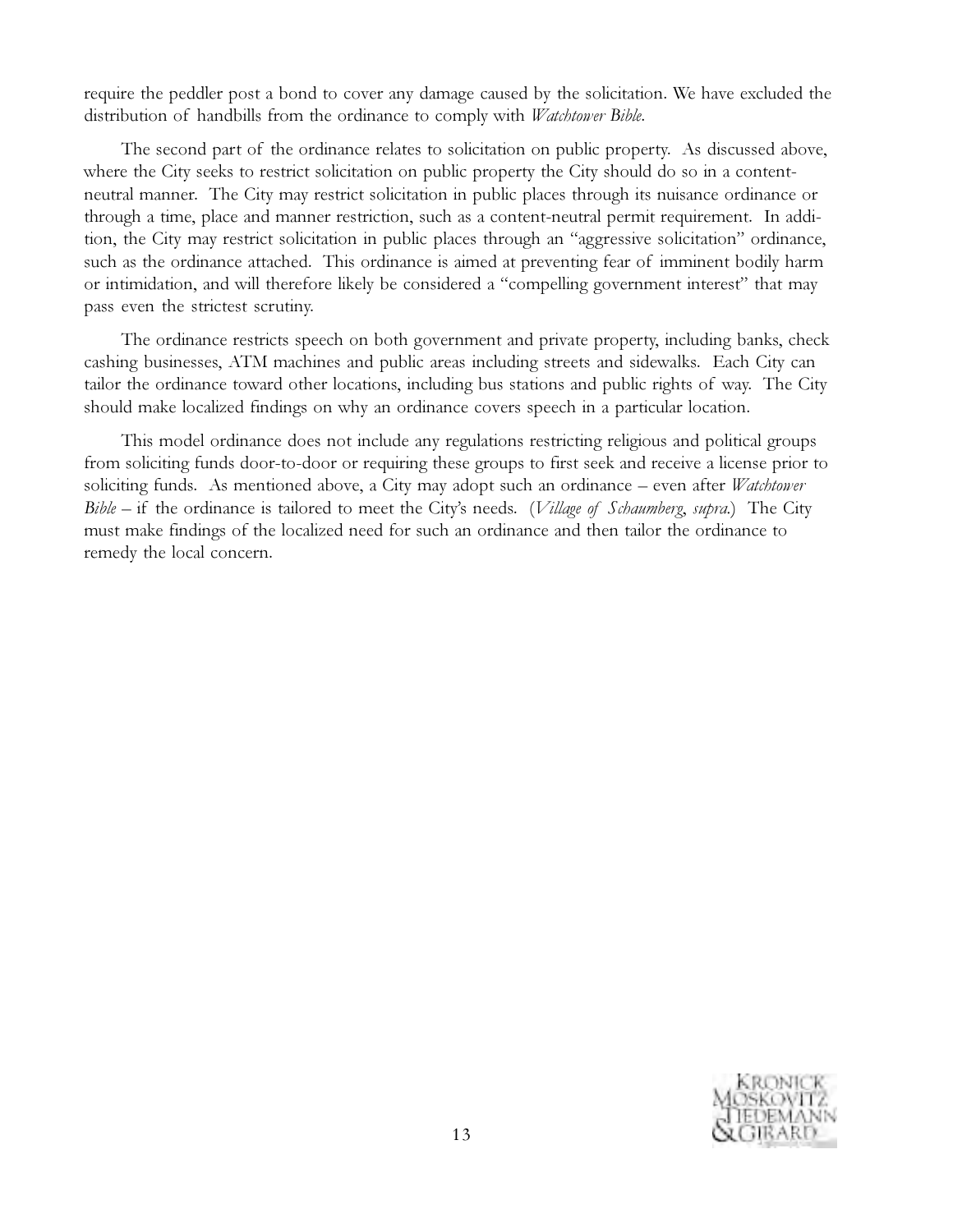require the peddler post a bond to cover any damage caused by the solicitation. We have excluded the distribution of handbills from the ordinance to comply with *Watchtower Bible*.

The second part of the ordinance relates to solicitation on public property. As discussed above, where the City seeks to restrict solicitation on public property the City should do so in a content-neutral manner. The City may restrict solicitation in public places through its nuisance ordinance or through a time, place and manner restriction, such as a content-neutral permit requirement. In addition, the City may restrict solicitation in public places through an "aggressive solicitation" ordinance, such as the ordinance attached. This ordinance is aimed at preventing fear of imminent bodily harm or intimidation, and will therefore likely be considered a "compelling government interest" that may pass even the strictest scrutiny.

The ordinance restricts speech on both government and private property, including banks, check cashing businesses, ATM machines and public areas including streets and sidewalks. Each City can tailor the ordinance toward other locations, including bus stations and public rights of way. The City should make localized findings on why an ordinance covers speech in a particular location.

This model ordinance does not include any regulations restricting religious and political groups from soliciting funds door-to-door or requiring these groups to first seek and receive a license prior to soliciting funds. As mentioned above, a City may adopt such an ordinance – even after *Watchtower Bible* – if the ordinance is tailored to meet the City's needs. (*Village of Schaumberg*, *supra*.) The City must make findings of the localized need for such an ordinance and then tailor the ordinance to remedy the local concern.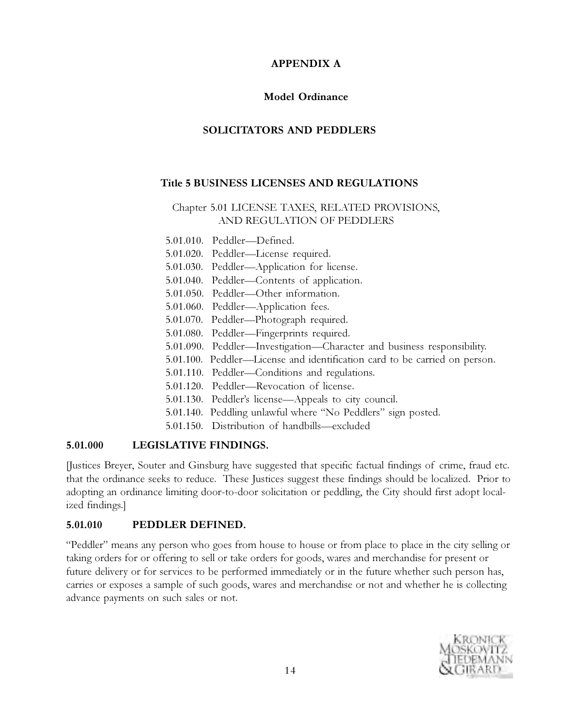# APPENDIX A

## Model Ordinance

## SOLICITATORS AND PEDDLERS

### Title 5 BUSINESS LICENSES AND REGULATIONS

Chapter 5.01 LICENSE TAXES, RELATED PROVISIONS, AND REGULATION OF PEDDLERS

5.01.010. Peddler—Defined.
5.01.020. Peddler—License required.
5.01.030. Peddler—Application for license.
5.01.040. Peddler—Contents of application.
5.01.050. Peddler—Other information.
5.01.060. Peddler—Application fees.
5.01.070. Peddler—Photograph required.
5.01.080. Peddler—Fingerprints required.
5.01.090. Peddler—Investigation—Character and business responsibility.
5.01.100. Peddler—License and identification card to be carried on person.
5.01.110. Peddler—Conditions and regulations.
5.01.120. Peddler—Revocation of license.
5.01.130. Peddler's license—Appeals to city council.
5.01.140. Peddling unlawful where "No Peddlers" sign posted.
5.01.150. Distribution of handbills—excluded

**5.01.000 LEGISLATIVE FINDINGS.**

[Justices Breyer, Souter and Ginsburg have suggested that specific factual findings of crime, fraud etc. that the ordinance seeks to reduce. These Justices suggest these findings should be localized. Prior to adopting an ordinance limiting door-to-door solicitation or peddling, the City should first adopt localized findings.]

**5.01.010 PEDDLER DEFINED.**

"Peddler" means any person who goes from house to house or from place to place in the city selling or taking orders for or offering to sell or take orders for goods, wares and merchandise for present or future delivery or for services to be performed immediately or in the future whether such person has, carries or exposes a sample of such goods, wares and merchandise or not and whether he is collecting advance payments on such sales or not.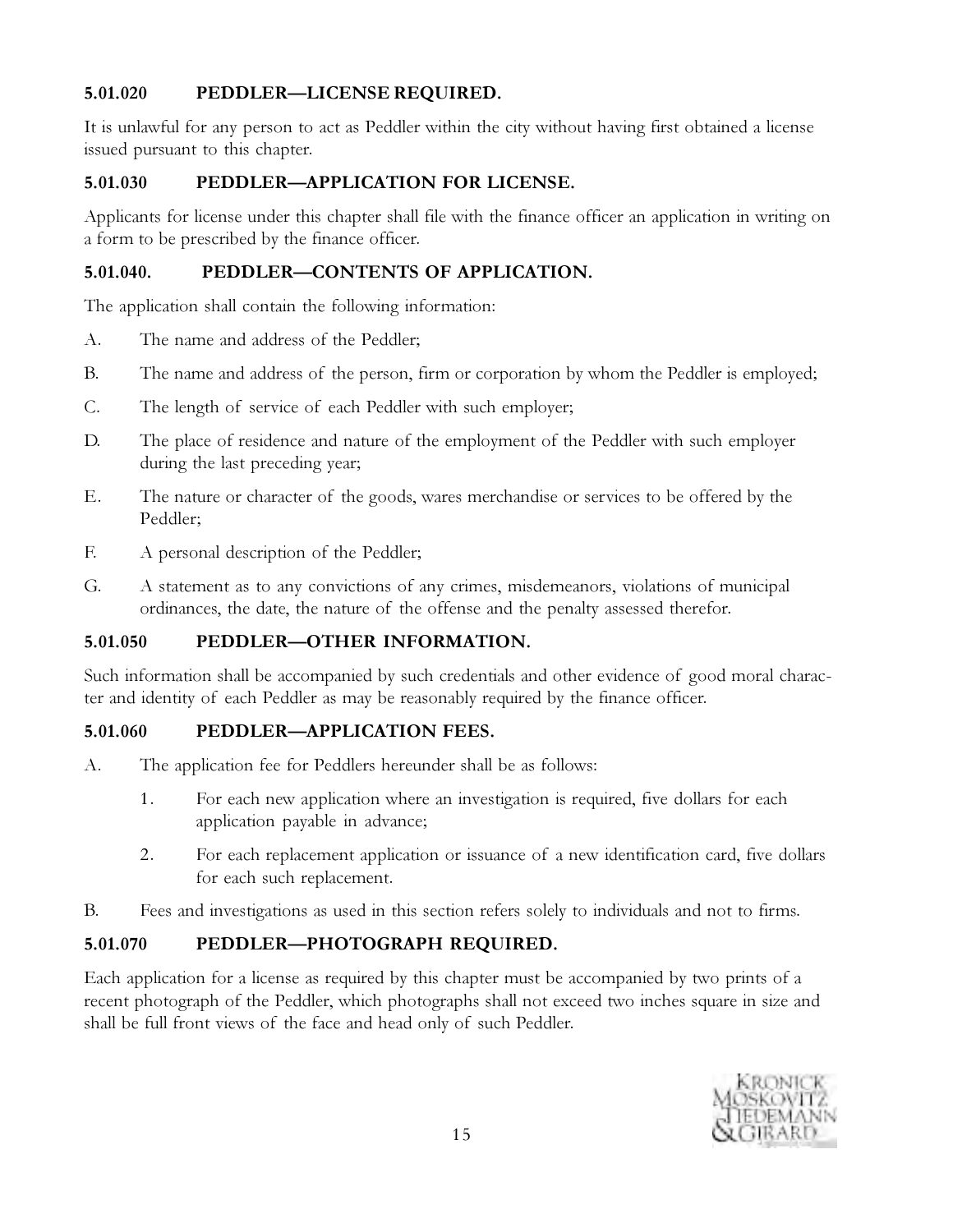**5.01.020 PEDDLER—LICENSE REQUIRED.**

It is unlawful for any person to act as Peddler within the city without having first obtained a license issued pursuant to this chapter.

**5.01.030 PEDDLER—APPLICATION FOR LICENSE.**

Applicants for license under this chapter shall file with the finance officer an application in writing on a form to be prescribed by the finance officer.

**5.01.040. PEDDLER—CONTENTS OF APPLICATION.**

The application shall contain the following information:

A. The name and address of the Peddler;

B. The name and address of the person, firm or corporation by whom the Peddler is employed;

C. The length of service of each Peddler with such employer;

D. The place of residence and nature of the employment of the Peddler with such employer during the last preceding year;

E. The nature or character of the goods, wares merchandise or services to be offered by the Peddler;

F. A personal description of the Peddler;

G. A statement as to any convictions of any crimes, misdemeanors, violations of municipal ordinances, the date, the nature of the offense and the penalty assessed therefor.

**5.01.050 PEDDLER—OTHER INFORMATION.**

Such information shall be accompanied by such credentials and other evidence of good moral character and identity of each Peddler as may be reasonably required by the finance officer.

**5.01.060 PEDDLER—APPLICATION FEES.**

A. The application fee for Peddlers hereunder shall be as follows:

   1. For each new application where an investigation is required, five dollars for each application payable in advance;

   2. For each replacement application or issuance of a new identification card, five dollars for each such replacement.

B. Fees and investigations as used in this section refers solely to individuals and not to firms.

**5.01.070 PEDDLER—PHOTOGRAPH REQUIRED.**

Each application for a license as required by this chapter must be accompanied by two prints of a recent photograph of the Peddler, which photographs shall not exceed two inches square in size and shall be full front views of the face and head only of such Peddler.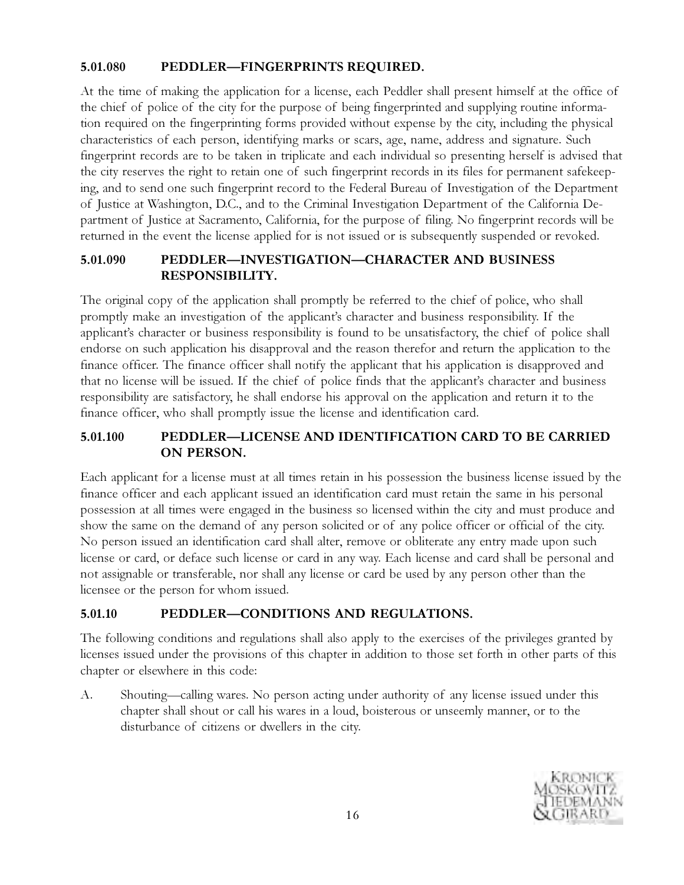### 5.01.080 PEDDLER—FINGERPRINTS REQUIRED.

At the time of making the application for a license, each Peddler shall present himself at the office of the chief of police of the city for the purpose of being fingerprinted and supplying routine information required on the fingerprinting forms provided without expense by the city, including the physical characteristics of each person, identifying marks or scars, age, name, address and signature. Such fingerprint records are to be taken in triplicate and each individual so presenting herself is advised that the city reserves the right to retain one of such fingerprint records in its files for permanent safekeeping, and to send one such fingerprint record to the Federal Bureau of Investigation of the Department of Justice at Washington, D.C., and to the Criminal Investigation Department of the California Department of Justice at Sacramento, California, for the purpose of filing. No fingerprint records will be returned in the event the license applied for is not issued or is subsequently suspended or revoked.

### 5.01.090 PEDDLER—INVESTIGATION—CHARACTER AND BUSINESS RESPONSIBILITY.

The original copy of the application shall promptly be referred to the chief of police, who shall promptly make an investigation of the applicant's character and business responsibility. If the applicant's character or business responsibility is found to be unsatisfactory, the chief of police shall endorse on such application his disapproval and the reason therefor and return the application to the finance officer. The finance officer shall notify the applicant that his application is disapproved and that no license will be issued. If the chief of police finds that the applicant's character and business responsibility are satisfactory, he shall endorse his approval on the application and return it to the finance officer, who shall promptly issue the license and identification card.

### 5.01.100 PEDDLER—LICENSE AND IDENTIFICATION CARD TO BE CARRIED ON PERSON.

Each applicant for a license must at all times retain in his possession the business license issued by the finance officer and each applicant issued an identification card must retain the same in his personal possession at all times were engaged in the business so licensed within the city and must produce and show the same on the demand of any person solicited or of any police officer or official of the city. No person issued an identification card shall alter, remove or obliterate any entry made upon such license or card, or deface such license or card in any way. Each license and card shall be personal and not assignable or transferable, nor shall any license or card be used by any person other than the licensee or the person for whom issued.

### 5.01.10 PEDDLER—CONDITIONS AND REGULATIONS.

The following conditions and regulations shall also apply to the exercises of the privileges granted by licenses issued under the provisions of this chapter in addition to those set forth in other parts of this chapter or elsewhere in this code:

A. Shouting—calling wares. No person acting under authority of any license issued under this chapter shall shout or call his wares in a loud, boisterous or unseemly manner, or to the disturbance of citizens or dwellers in the city.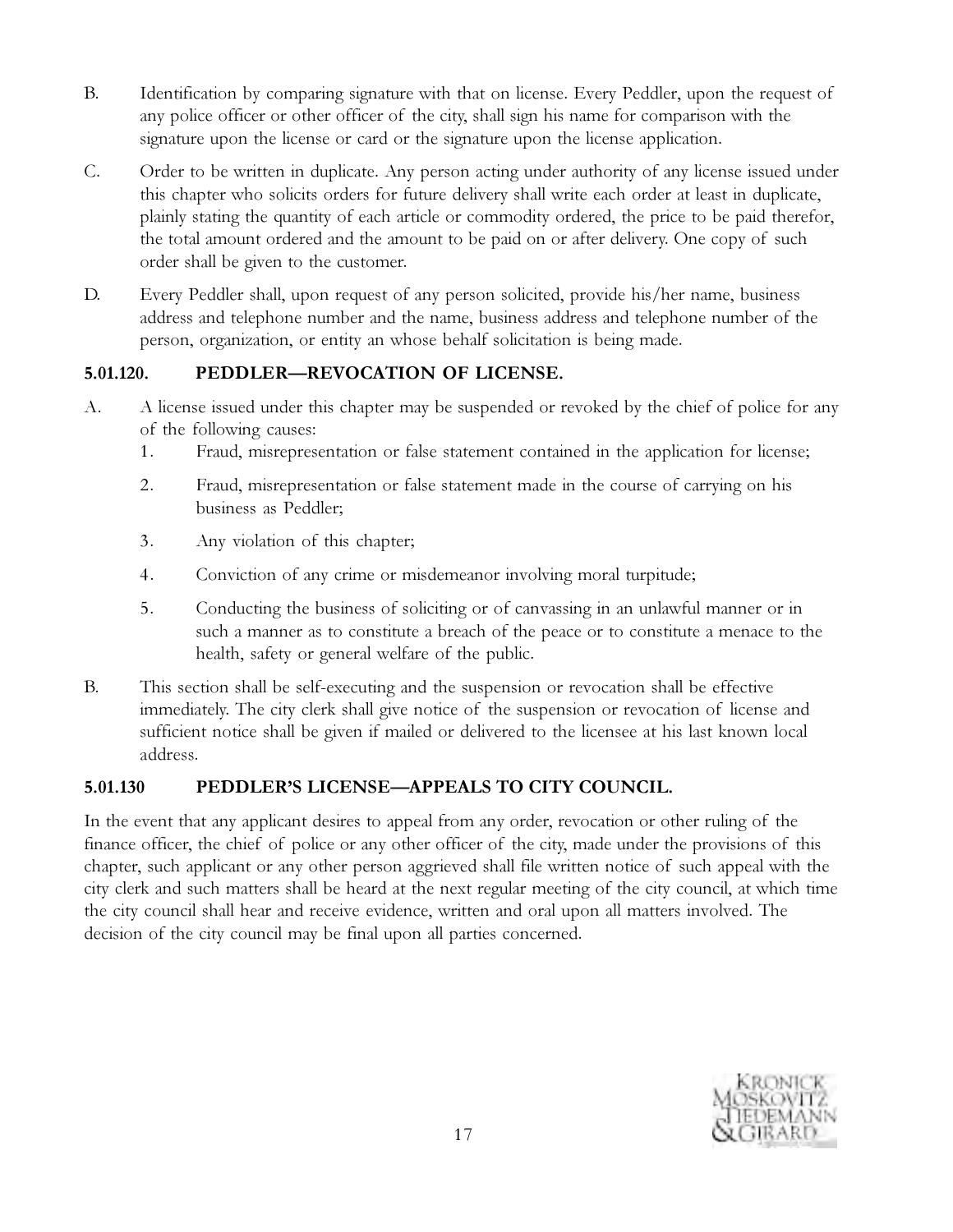B. Identification by comparing signature with that on license. Every Peddler, upon the request of any police officer or other officer of the city, shall sign his name for comparison with the signature upon the license or card or the signature upon the license application.

C. Order to be written in duplicate. Any person acting under authority of any license issued under this chapter who solicits orders for future delivery shall write each order at least in duplicate, plainly stating the quantity of each article or commodity ordered, the price to be paid therefor, the total amount ordered and the amount to be paid on or after delivery. One copy of such order shall be given to the customer.

D. Every Peddler shall, upon request of any person solicited, provide his/her name, business address and telephone number and the name, business address and telephone number of the person, organization, or entity an whose behalf solicitation is being made.

### 5.01.120. PEDDLER—REVOCATION OF LICENSE.

A. A license issued under this chapter may be suspended or revoked by the chief of police for any of the following causes:

1. Fraud, misrepresentation or false statement contained in the application for license;
2. Fraud, misrepresentation or false statement made in the course of carrying on his business as Peddler;
3. Any violation of this chapter;
4. Conviction of any crime or misdemeanor involving moral turpitude;
5. Conducting the business of soliciting or of canvassing in an unlawful manner or in such a manner as to constitute a breach of the peace or to constitute a menace to the health, safety or general welfare of the public.

B. This section shall be self-executing and the suspension or revocation shall be effective immediately. The city clerk shall give notice of the suspension or revocation of license and sufficient notice shall be given if mailed or delivered to the licensee at his last known local address.

### 5.01.130 PEDDLER'S LICENSE—APPEALS TO CITY COUNCIL.

In the event that any applicant desires to appeal from any order, revocation or other ruling of the finance officer, the chief of police or any other officer of the city, made under the provisions of this chapter, such applicant or any other person aggrieved shall file written notice of such appeal with the city clerk and such matters shall be heard at the next regular meeting of the city council, at which time the city council shall hear and receive evidence, written and oral upon all matters involved. The decision of the city council may be final upon all parties concerned.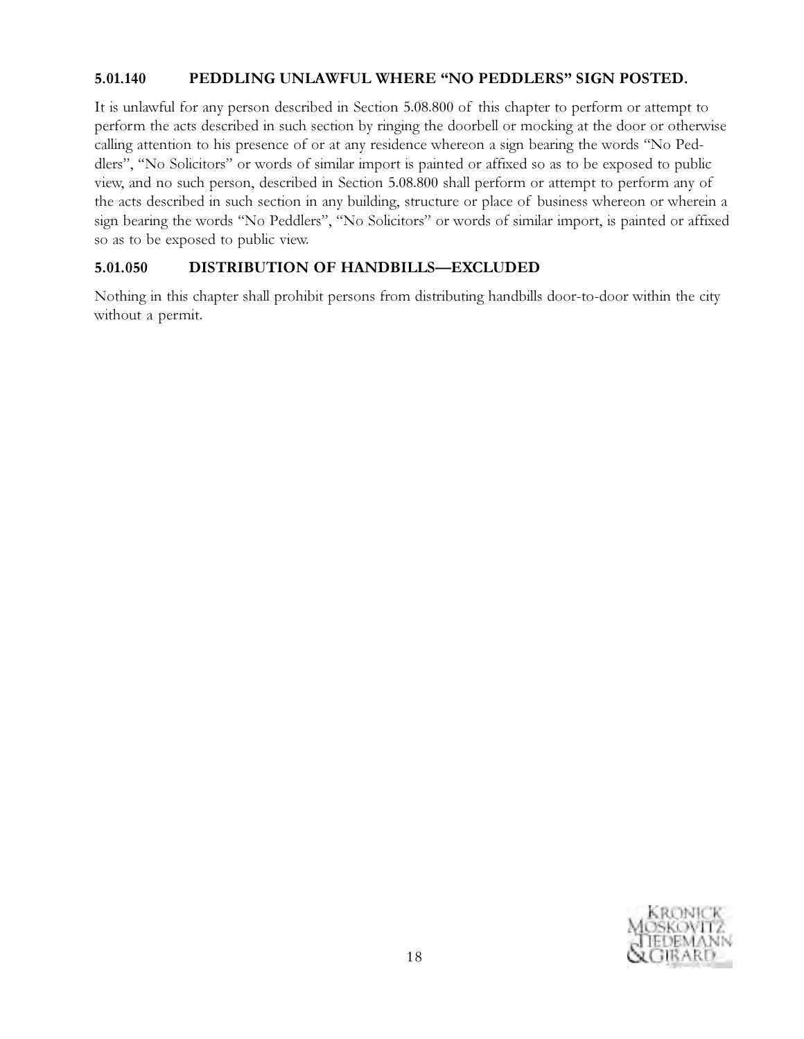### 5.01.140 PEDDLING UNLAWFUL WHERE "NO PEDDLERS" SIGN POSTED.

It is unlawful for any person described in Section 5.08.800 of this chapter to perform or attempt to perform the acts described in such section by ringing the doorbell or mocking at the door or otherwise calling attention to his presence of or at any residence whereon a sign bearing the words "No Peddlers", "No Solicitors" or words of similar import is painted or affixed so as to be exposed to public view, and no such person, described in Section 5.08.800 shall perform or attempt to perform any of the acts described in such section in any building, structure or place of business whereon or wherein a sign bearing the words "No Peddlers", "No Solicitors" or words of similar import, is painted or affixed so as to be exposed to public view.

### 5.01.050 DISTRIBUTION OF HANDBILLS—EXCLUDED

Nothing in this chapter shall prohibit persons from distributing handbills door-to-door within the city without a permit.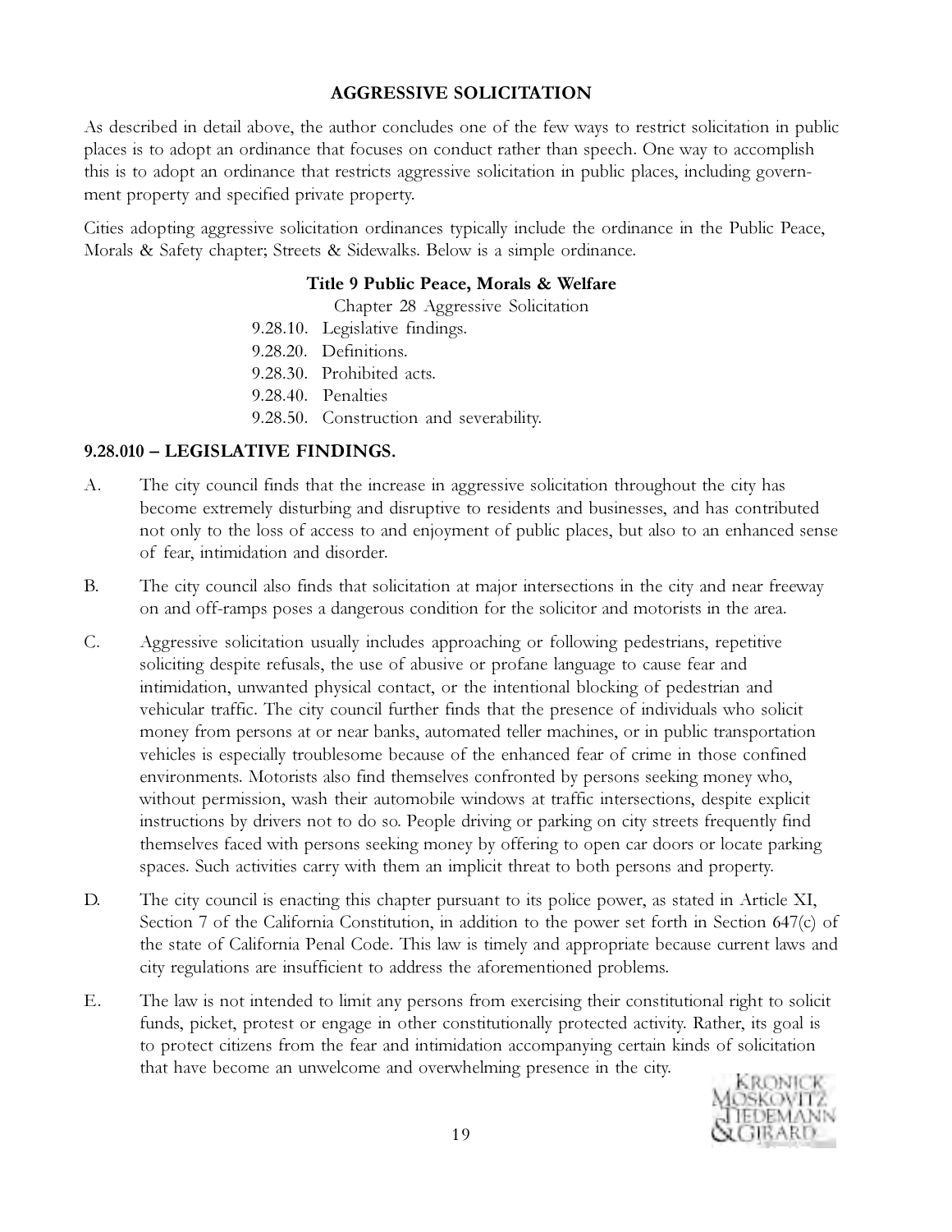## AGGRESSIVE SOLICITATION

As described in detail above, the author concludes one of the few ways to restrict solicitation in public places is to adopt an ordinance that focuses on conduct rather than speech. One way to accomplish this is to adopt an ordinance that restricts aggressive solicitation in public places, including government property and specified private property.

Cities adopting aggressive solicitation ordinances typically include the ordinance in the Public Peace, Morals & Safety chapter; Streets & Sidewalks. Below is a simple ordinance.

### Title 9 Public Peace, Morals & Welfare

Chapter 28 Aggressive Solicitation

9.28.10. Legislative findings.
9.28.20. Definitions.
9.28.30. Prohibited acts.
9.28.40. Penalties
9.28.50. Construction and severability.

### 9.28.010 – LEGISLATIVE FINDINGS.

A. The city council finds that the increase in aggressive solicitation throughout the city has become extremely disturbing and disruptive to residents and businesses, and has contributed not only to the loss of access to and enjoyment of public places, but also to an enhanced sense of fear, intimidation and disorder.

B. The city council also finds that solicitation at major intersections in the city and near freeway on and off-ramps poses a dangerous condition for the solicitor and motorists in the area.

C. Aggressive solicitation usually includes approaching or following pedestrians, repetitive soliciting despite refusals, the use of abusive or profane language to cause fear and intimidation, unwanted physical contact, or the intentional blocking of pedestrian and vehicular traffic. The city council further finds that the presence of individuals who solicit money from persons at or near banks, automated teller machines, or in public transportation vehicles is especially troublesome because of the enhanced fear of crime in those confined environments. Motorists also find themselves confronted by persons seeking money who, without permission, wash their automobile windows at traffic intersections, despite explicit instructions by drivers not to do so. People driving or parking on city streets frequently find themselves faced with persons seeking money by offering to open car doors or locate parking spaces. Such activities carry with them an implicit threat to both persons and property.

D. The city council is enacting this chapter pursuant to its police power, as stated in Article XI, Section 7 of the California Constitution, in addition to the power set forth in Section 647(c) of the state of California Penal Code. This law is timely and appropriate because current laws and city regulations are insufficient to address the aforementioned problems.

E. The law is not intended to limit any persons from exercising their constitutional right to solicit funds, picket, protest or engage in other constitutionally protected activity. Rather, its goal is to protect citizens from the fear and intimidation accompanying certain kinds of solicitation that have become an unwelcome and overwhelming presence in the city.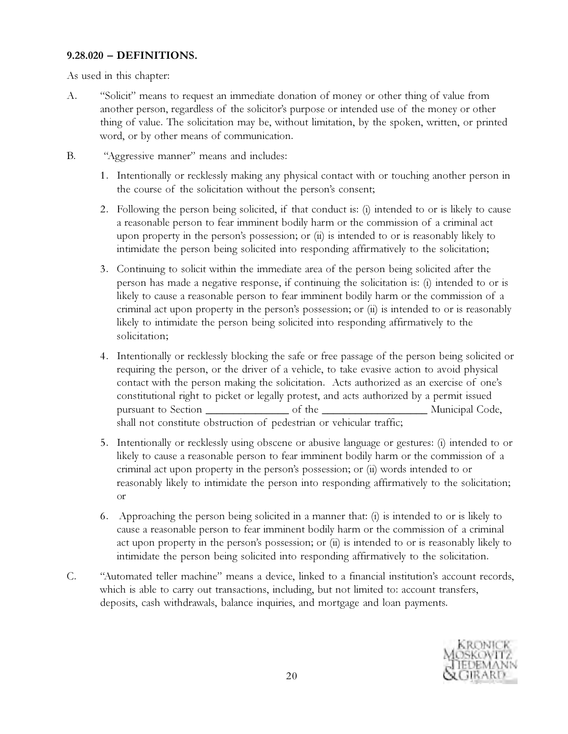**9.28.020 – DEFINITIONS.**

As used in this chapter:

A. "Solicit" means to request an immediate donation of money or other thing of value from another person, regardless of the solicitor's purpose or intended use of the money or other thing of value. The solicitation may be, without limitation, by the spoken, written, or printed word, or by other means of communication.

B. "Aggressive manner" means and includes:

1. Intentionally or recklessly making any physical contact with or touching another person in the course of the solicitation without the person's consent;

2. Following the person being solicited, if that conduct is: (i) intended to or is likely to cause a reasonable person to fear imminent bodily harm or the commission of a criminal act upon property in the person's possession; or (ii) is intended to or is reasonably likely to intimidate the person being solicited into responding affirmatively to the solicitation;

3. Continuing to solicit within the immediate area of the person being solicited after the person has made a negative response, if continuing the solicitation is: (i) intended to or is likely to cause a reasonable person to fear imminent bodily harm or the commission of a criminal act upon property in the person's possession; or (ii) is intended to or is reasonably likely to intimidate the person being solicited into responding affirmatively to the solicitation;

4. Intentionally or recklessly blocking the safe or free passage of the person being solicited or requiring the person, or the driver of a vehicle, to take evasive action to avoid physical contact with the person making the solicitation. Acts authorized as an exercise of one's constitutional right to picket or legally protest, and acts authorized by a permit issued pursuant to Section ______________ of the _________________ Municipal Code, shall not constitute obstruction of pedestrian or vehicular traffic;

5. Intentionally or recklessly using obscene or abusive language or gestures: (i) intended to or likely to cause a reasonable person to fear imminent bodily harm or the commission of a criminal act upon property in the person's possession; or (ii) words intended to or reasonably likely to intimidate the person into responding affirmatively to the solicitation; or

6. Approaching the person being solicited in a manner that: (i) is intended to or is likely to cause a reasonable person to fear imminent bodily harm or the commission of a criminal act upon property in the person's possession; or (ii) is intended to or is reasonably likely to intimidate the person being solicited into responding affirmatively to the solicitation.

C. "Automated teller machine" means a device, linked to a financial institution's account records, which is able to carry out transactions, including, but not limited to: account transfers, deposits, cash withdrawals, balance inquiries, and mortgage and loan payments.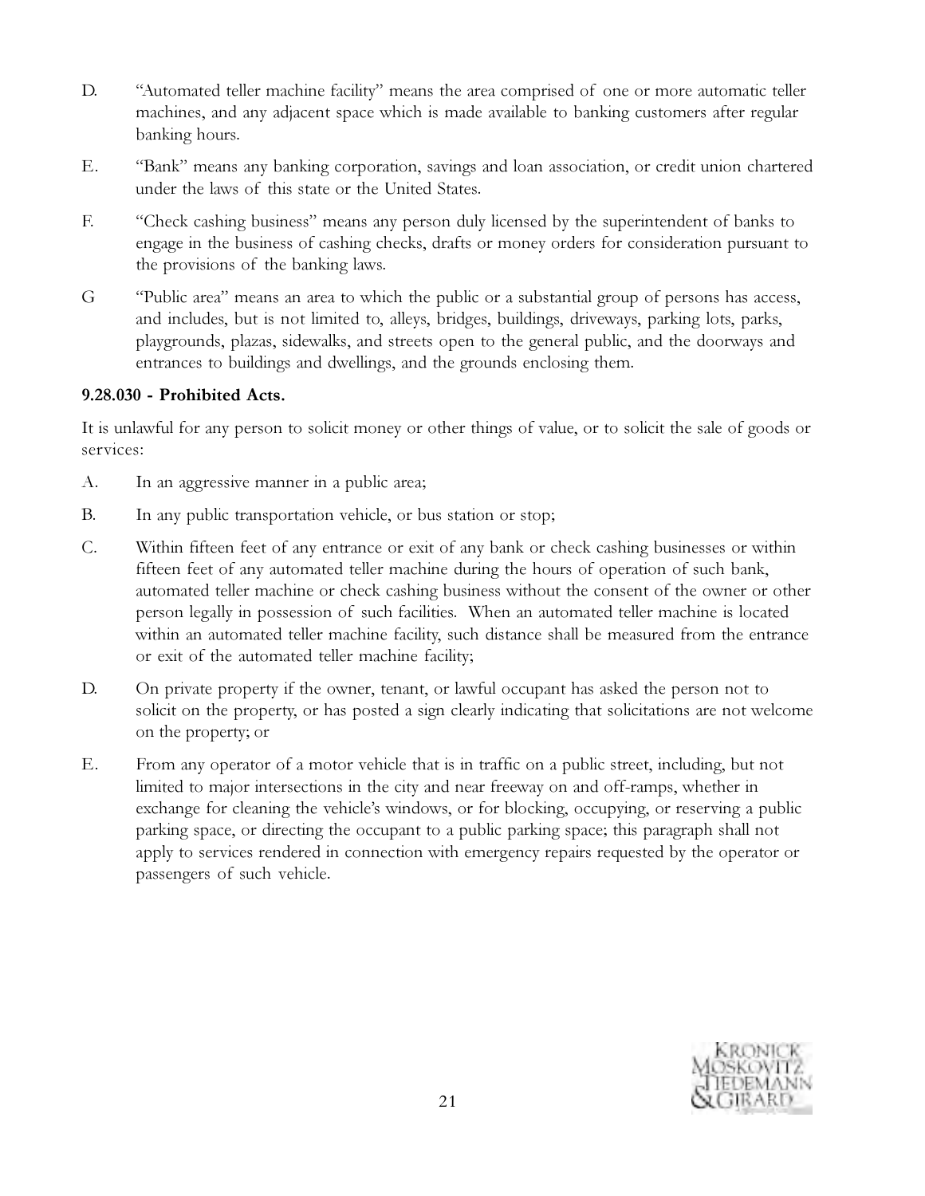D. "Automated teller machine facility" means the area comprised of one or more automatic teller machines, and any adjacent space which is made available to banking customers after regular banking hours.

E. "Bank" means any banking corporation, savings and loan association, or credit union chartered under the laws of this state or the United States.

F. "Check cashing business" means any person duly licensed by the superintendent of banks to engage in the business of cashing checks, drafts or money orders for consideration pursuant to the provisions of the banking laws.

G "Public area" means an area to which the public or a substantial group of persons has access, and includes, but is not limited to, alleys, bridges, buildings, driveways, parking lots, parks, playgrounds, plazas, sidewalks, and streets open to the general public, and the doorways and entrances to buildings and dwellings, and the grounds enclosing them.

**9.28.030 - Prohibited Acts.**

It is unlawful for any person to solicit money or other things of value, or to solicit the sale of goods or services:

A. In an aggressive manner in a public area;

B. In any public transportation vehicle, or bus station or stop;

C. Within fifteen feet of any entrance or exit of any bank or check cashing businesses or within fifteen feet of any automated teller machine during the hours of operation of such bank, automated teller machine or check cashing business without the consent of the owner or other person legally in possession of such facilities. When an automated teller machine is located within an automated teller machine facility, such distance shall be measured from the entrance or exit of the automated teller machine facility;

D. On private property if the owner, tenant, or lawful occupant has asked the person not to solicit on the property, or has posted a sign clearly indicating that solicitations are not welcome on the property; or

E. From any operator of a motor vehicle that is in traffic on a public street, including, but not limited to major intersections in the city and near freeway on and off-ramps, whether in exchange for cleaning the vehicle's windows, or for blocking, occupying, or reserving a public parking space, or directing the occupant to a public parking space; this paragraph shall not apply to services rendered in connection with emergency repairs requested by the operator or passengers of such vehicle.